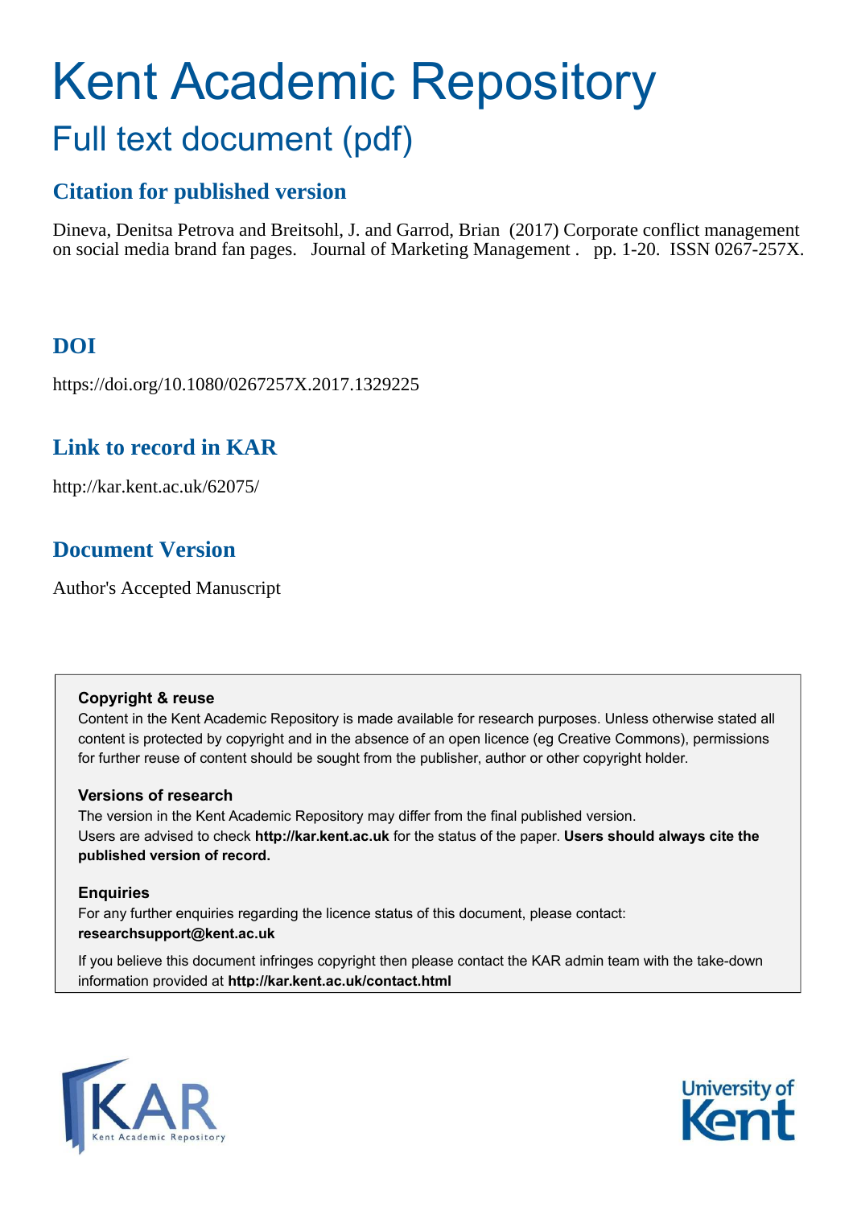# Kent Academic Repository

## Full text document (pdf)

### Citation for published version

Dineva, Denitsa Petrova and Breitsohl, J. and Garrod, Brian (2017) Corporate conflict management on social media brand fan pages. Journal of Marketing Management . pp. 1-20. ISSN 0267-257X.

### DOI

https://doi.org/10.1080/0267257X.2017.1329225

### Link to record in KAR

http://kar.kent.ac.uk/62075/

### Document Version

Author's Accepted Manuscript

**Copyright & reuse**

Content in the Kent Academic Repository is made available for research purposes. Unless otherwise stated all content is protected by copyright and in the absence of an open licence (eg Creative Commons), permissions for further reuse of content should be sought from the publisher, author or other copyright holder.

**Versions of research**

The version in the Kent Academic Repository may differ from the final published version. Users are advised to check **http://kar.kent.ac.uk** for the status of the paper. **Users should always cite the published version of record.**

**Enquiries**

For any further enquiries regarding the licence status of this document, please contact: **researchsupport@kent.ac.uk**

If you believe this document infringes copyright then please contact the KAR admin team with the take-down information provided at **http://kar.kent.ac.uk/contact.html**

KAR Kent Academic Repository

University of Kent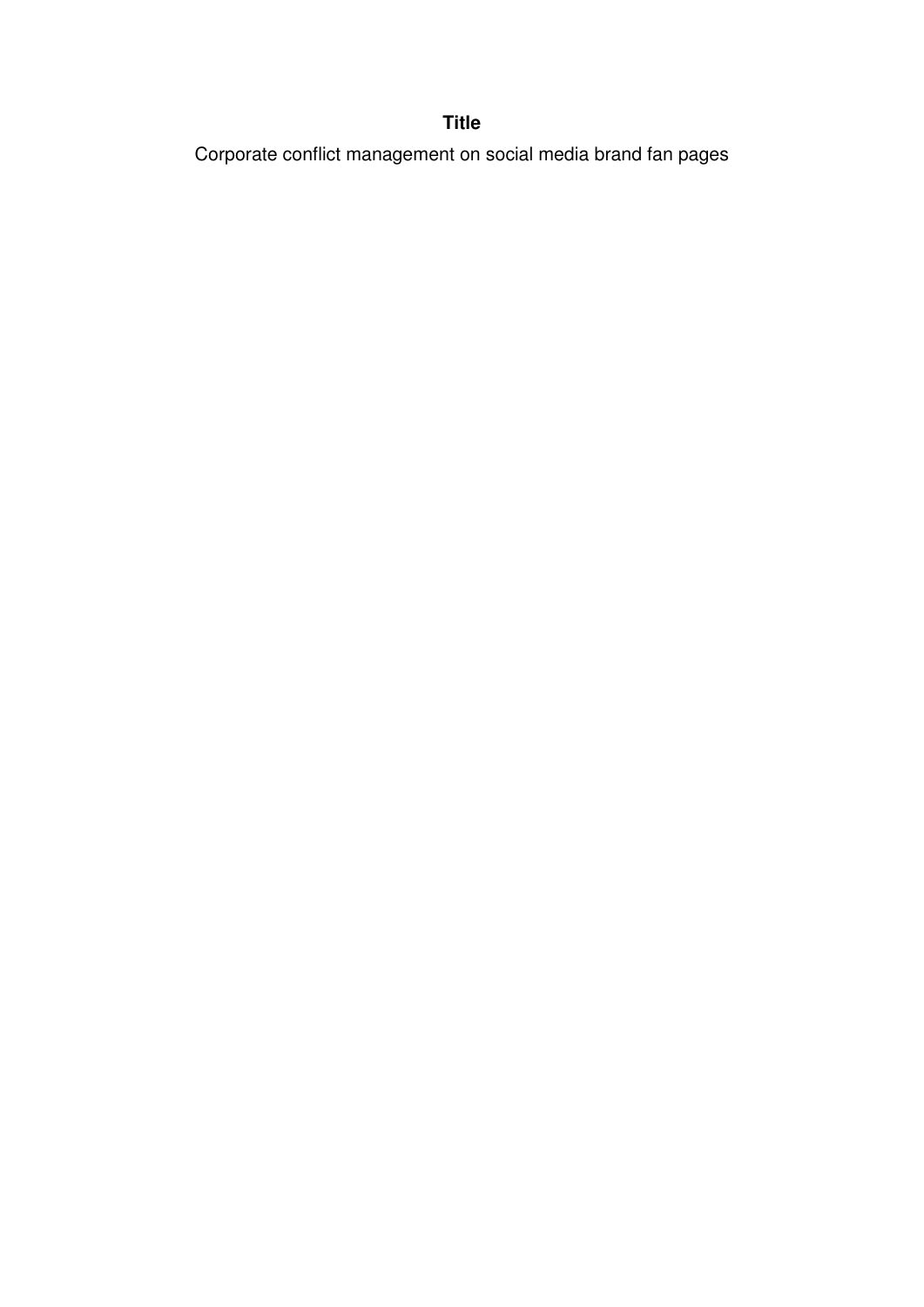**Title**

Corporate conflict management on social media brand fan pages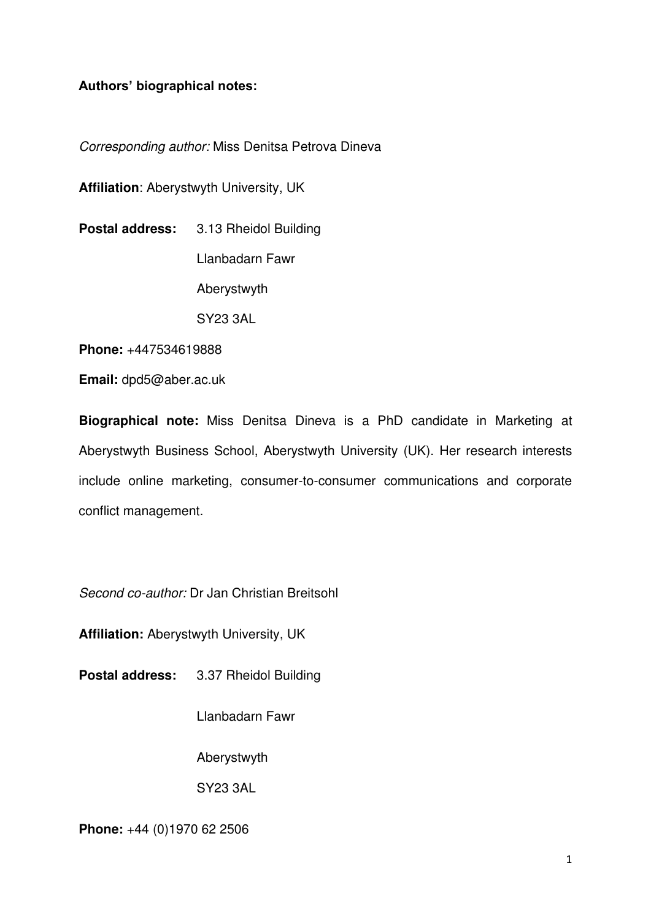**Authors' biographical notes:**

*Corresponding author:* Miss Denitsa Petrova Dineva

**Affiliation**: Aberystwyth University, UK

**Postal address:** 3.13 Rheidol Building
Llanbadarn Fawr
Aberystwyth
SY23 3AL

**Phone:** +447534619888

**Email:** dpd5@aber.ac.uk

**Biographical note:** Miss Denitsa Dineva is a PhD candidate in Marketing at Aberystwyth Business School, Aberystwyth University (UK). Her research interests include online marketing, consumer-to-consumer communications and corporate conflict management.

*Second co-author:* Dr Jan Christian Breitsohl

**Affiliation:** Aberystwyth University, UK

**Postal address:** 3.37 Rheidol Building
Llanbadarn Fawr
Aberystwyth
SY23 3AL

**Phone:** +44 (0)1970 62 2506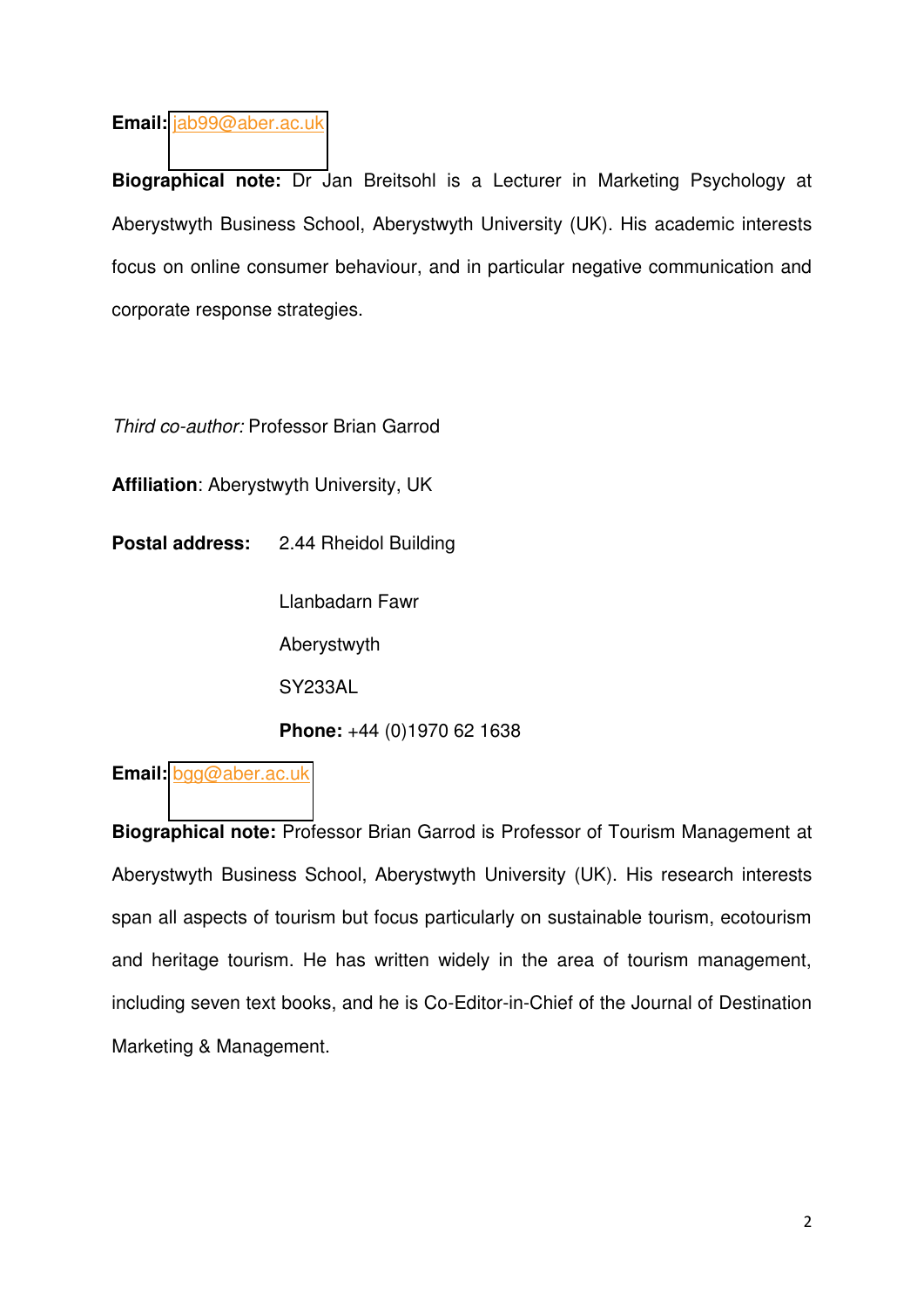**Email:** jab99@aber.ac.uk

**Biographical note:** Dr Jan Breitsohl is a Lecturer in Marketing Psychology at Aberystwyth Business School, Aberystwyth University (UK). His academic interests focus on online consumer behaviour, and in particular negative communication and corporate response strategies.

*Third co-author:* Professor Brian Garrod

**Affiliation**: Aberystwyth University, UK

**Postal address:** 2.44 Rheidol Building

Llanbadarn Fawr

Aberystwyth

SY233AL

**Phone:** +44 (0)1970 62 1638

**Email:** bgg@aber.ac.uk

**Biographical note:** Professor Brian Garrod is Professor of Tourism Management at Aberystwyth Business School, Aberystwyth University (UK). His research interests span all aspects of tourism but focus particularly on sustainable tourism, ecotourism and heritage tourism. He has written widely in the area of tourism management, including seven text books, and he is Co-Editor-in-Chief of the Journal of Destination Marketing & Management.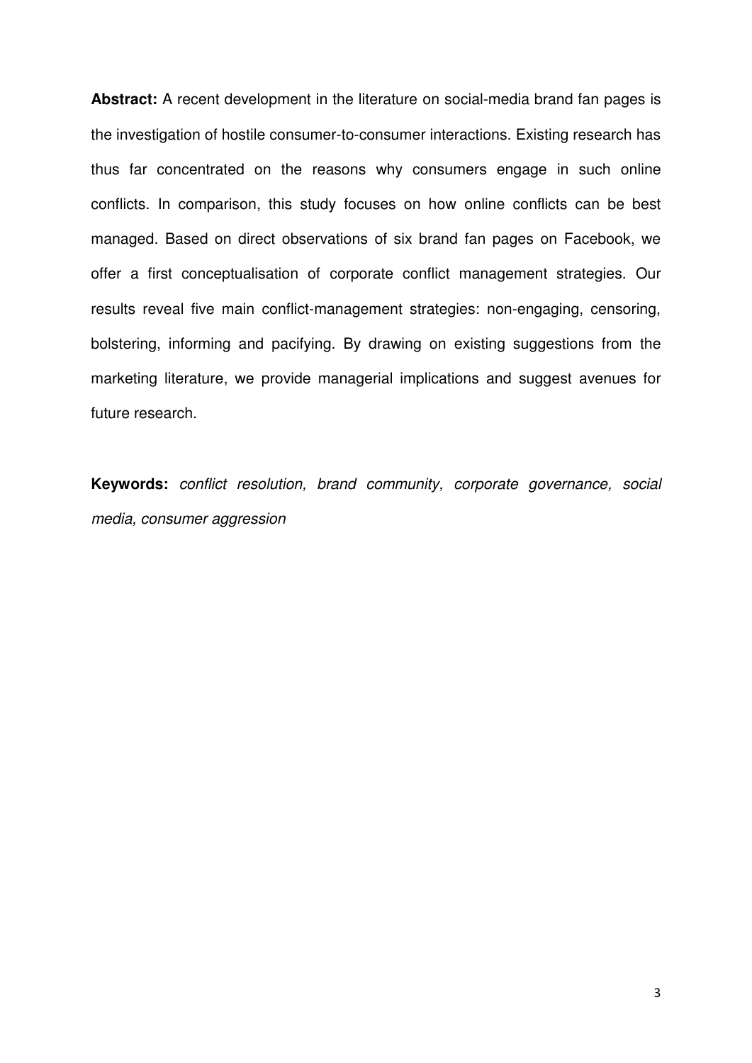**Abstract:** A recent development in the literature on social-media brand fan pages is the investigation of hostile consumer-to-consumer interactions. Existing research has thus far concentrated on the reasons why consumers engage in such online conflicts. In comparison, this study focuses on how online conflicts can be best managed. Based on direct observations of six brand fan pages on Facebook, we offer a first conceptualisation of corporate conflict management strategies. Our results reveal five main conflict-management strategies: non-engaging, censoring, bolstering, informing and pacifying. By drawing on existing suggestions from the marketing literature, we provide managerial implications and suggest avenues for future research.

**Keywords:** *conflict resolution, brand community, corporate governance, social media, consumer aggression*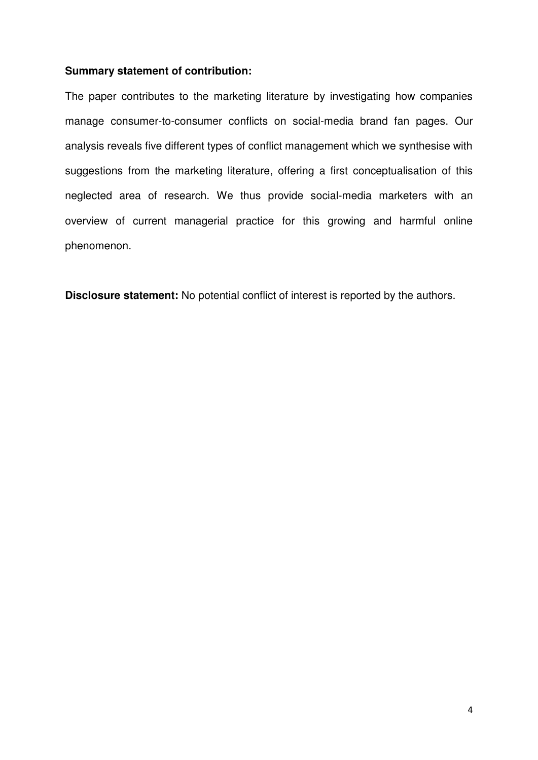**Summary statement of contribution:**

The paper contributes to the marketing literature by investigating how companies manage consumer-to-consumer conflicts on social-media brand fan pages. Our analysis reveals five different types of conflict management which we synthesise with suggestions from the marketing literature, offering a first conceptualisation of this neglected area of research. We thus provide social-media marketers with an overview of current managerial practice for this growing and harmful online phenomenon.

**Disclosure statement:** No potential conflict of interest is reported by the authors.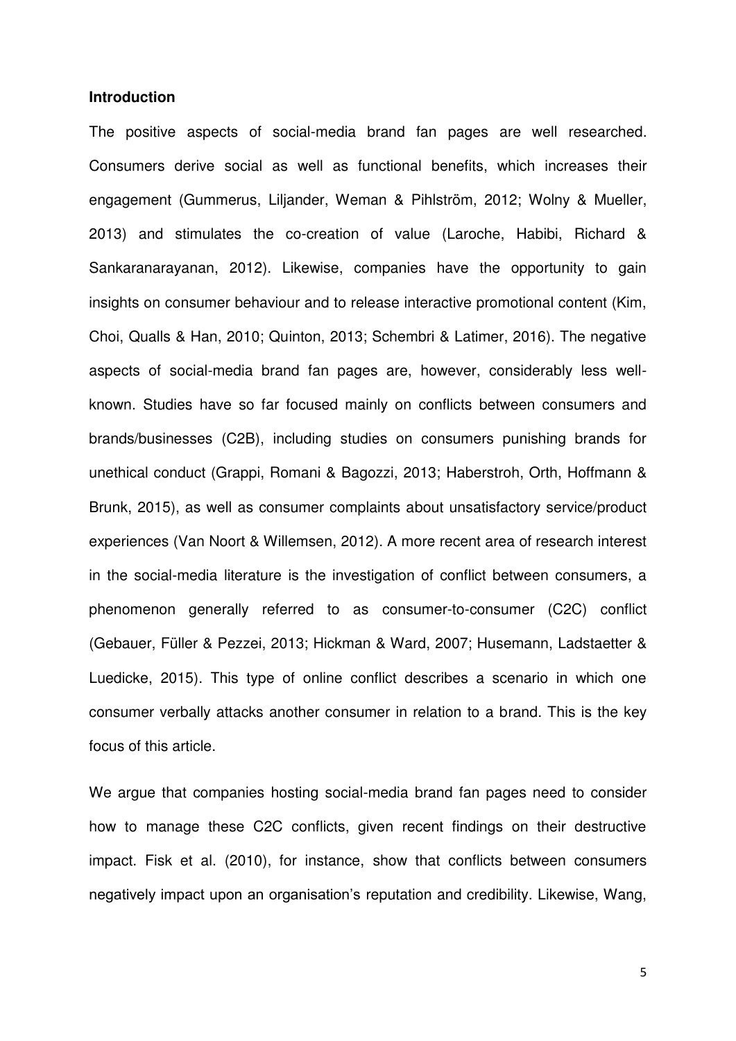### Introduction

The positive aspects of social-media brand fan pages are well researched. Consumers derive social as well as functional benefits, which increases their engagement (Gummerus, Liljander, Weman & Pihlström, 2012; Wolny & Mueller, 2013) and stimulates the co-creation of value (Laroche, Habibi, Richard & Sankaranarayanan, 2012). Likewise, companies have the opportunity to gain insights on consumer behaviour and to release interactive promotional content (Kim, Choi, Qualls & Han, 2010; Quinton, 2013; Schembri & Latimer, 2016). The negative aspects of social-media brand fan pages are, however, considerably less well-known. Studies have so far focused mainly on conflicts between consumers and brands/businesses (C2B), including studies on consumers punishing brands for unethical conduct (Grappi, Romani & Bagozzi, 2013; Haberstroh, Orth, Hoffmann & Brunk, 2015), as well as consumer complaints about unsatisfactory service/product experiences (Van Noort & Willemsen, 2012). A more recent area of research interest in the social-media literature is the investigation of conflict between consumers, a phenomenon generally referred to as consumer-to-consumer (C2C) conflict (Gebauer, Füller & Pezzei, 2013; Hickman & Ward, 2007; Husemann, Ladstaetter & Luedicke, 2015). This type of online conflict describes a scenario in which one consumer verbally attacks another consumer in relation to a brand. This is the key focus of this article.

We argue that companies hosting social-media brand fan pages need to consider how to manage these C2C conflicts, given recent findings on their destructive impact. Fisk et al. (2010), for instance, show that conflicts between consumers negatively impact upon an organisation's reputation and credibility. Likewise, Wang,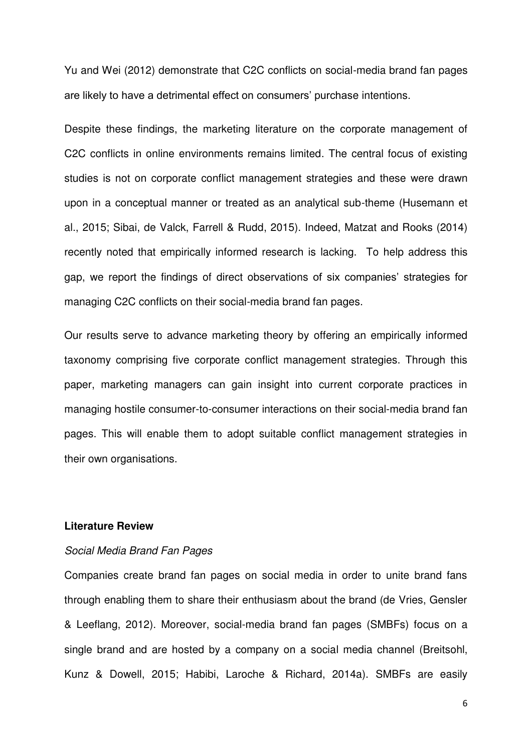Yu and Wei (2012) demonstrate that C2C conflicts on social-media brand fan pages are likely to have a detrimental effect on consumers' purchase intentions.

Despite these findings, the marketing literature on the corporate management of C2C conflicts in online environments remains limited. The central focus of existing studies is not on corporate conflict management strategies and these were drawn upon in a conceptual manner or treated as an analytical sub-theme (Husemann et al., 2015; Sibai, de Valck, Farrell & Rudd, 2015). Indeed, Matzat and Rooks (2014) recently noted that empirically informed research is lacking. To help address this gap, we report the findings of direct observations of six companies' strategies for managing C2C conflicts on their social-media brand fan pages.

Our results serve to advance marketing theory by offering an empirically informed taxonomy comprising five corporate conflict management strategies. Through this paper, marketing managers can gain insight into current corporate practices in managing hostile consumer-to-consumer interactions on their social-media brand fan pages. This will enable them to adopt suitable conflict management strategies in their own organisations.

## Literature Review

### *Social Media Brand Fan Pages*

Companies create brand fan pages on social media in order to unite brand fans through enabling them to share their enthusiasm about the brand (de Vries, Gensler & Leeflang, 2012). Moreover, social-media brand fan pages (SMBFs) focus on a single brand and are hosted by a company on a social media channel (Breitsohl, Kunz & Dowell, 2015; Habibi, Laroche & Richard, 2014a). SMBFs are easily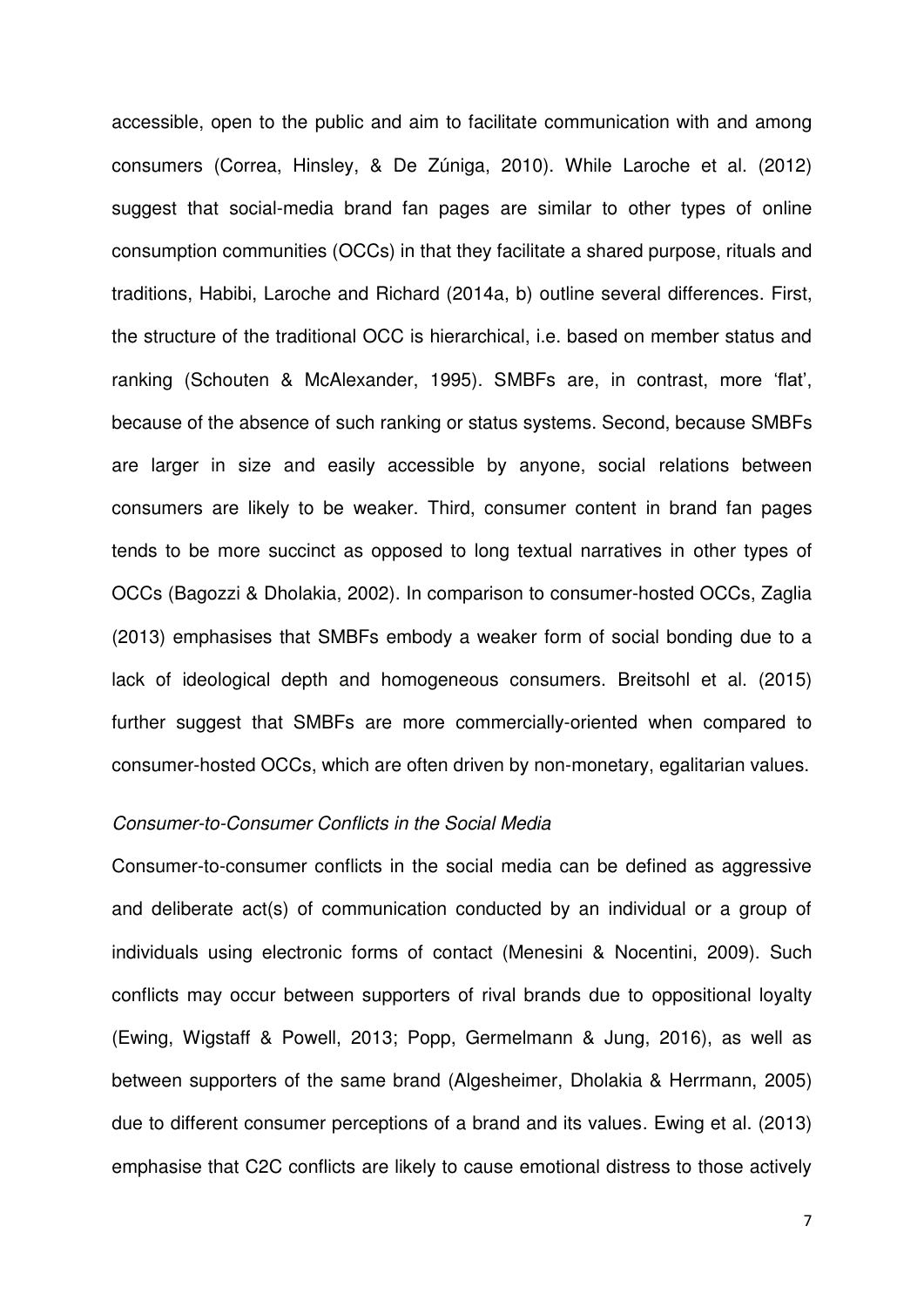accessible, open to the public and aim to facilitate communication with and among consumers (Correa, Hinsley, & De Zúniga, 2010). While Laroche et al. (2012) suggest that social-media brand fan pages are similar to other types of online consumption communities (OCCs) in that they facilitate a shared purpose, rituals and traditions, Habibi, Laroche and Richard (2014a, b) outline several differences. First, the structure of the traditional OCC is hierarchical, i.e. based on member status and ranking (Schouten & McAlexander, 1995). SMBFs are, in contrast, more 'flat', because of the absence of such ranking or status systems. Second, because SMBFs are larger in size and easily accessible by anyone, social relations between consumers are likely to be weaker. Third, consumer content in brand fan pages tends to be more succinct as opposed to long textual narratives in other types of OCCs (Bagozzi & Dholakia, 2002). In comparison to consumer-hosted OCCs, Zaglia (2013) emphasises that SMBFs embody a weaker form of social bonding due to a lack of ideological depth and homogeneous consumers. Breitsohl et al. (2015) further suggest that SMBFs are more commercially-oriented when compared to consumer-hosted OCCs, which are often driven by non-monetary, egalitarian values.

### *Consumer-to-Consumer Conflicts in the Social Media*

Consumer-to-consumer conflicts in the social media can be defined as aggressive and deliberate act(s) of communication conducted by an individual or a group of individuals using electronic forms of contact (Menesini & Nocentini, 2009). Such conflicts may occur between supporters of rival brands due to oppositional loyalty (Ewing, Wigstaff & Powell, 2013; Popp, Germelmann & Jung, 2016), as well as between supporters of the same brand (Algesheimer, Dholakia & Herrmann, 2005) due to different consumer perceptions of a brand and its values. Ewing et al. (2013) emphasise that C2C conflicts are likely to cause emotional distress to those actively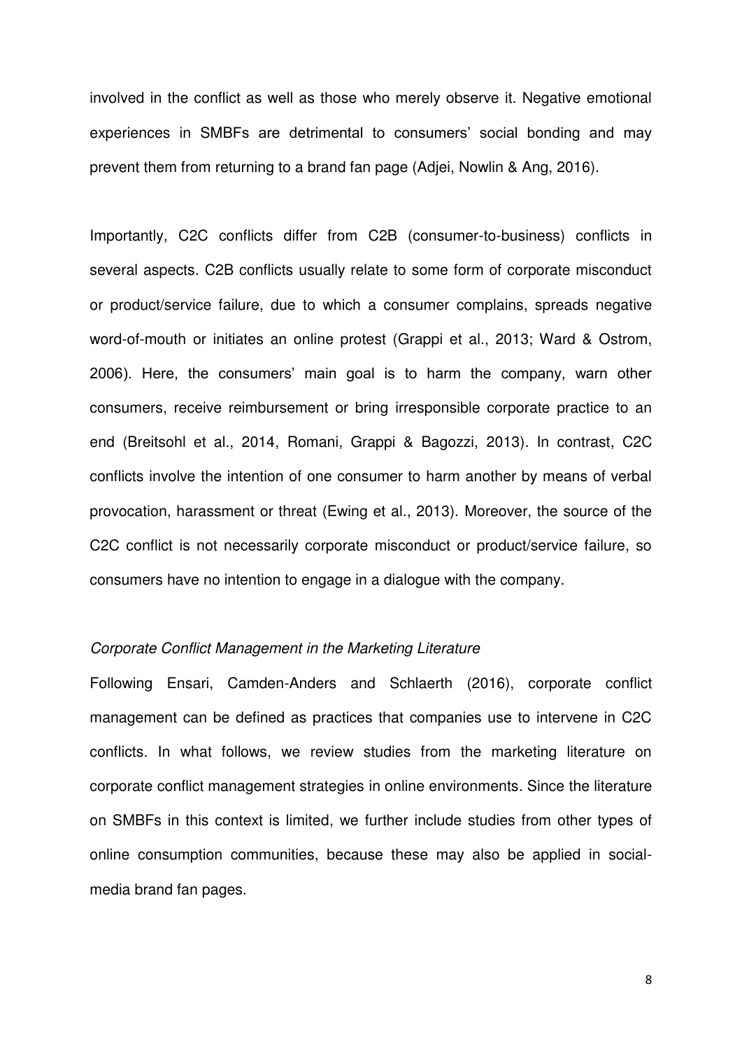involved in the conflict as well as those who merely observe it. Negative emotional experiences in SMBFs are detrimental to consumers' social bonding and may prevent them from returning to a brand fan page (Adjei, Nowlin & Ang, 2016).

Importantly, C2C conflicts differ from C2B (consumer-to-business) conflicts in several aspects. C2B conflicts usually relate to some form of corporate misconduct or product/service failure, due to which a consumer complains, spreads negative word-of-mouth or initiates an online protest (Grappi et al., 2013; Ward & Ostrom, 2006). Here, the consumers' main goal is to harm the company, warn other consumers, receive reimbursement or bring irresponsible corporate practice to an end (Breitsohl et al., 2014, Romani, Grappi & Bagozzi, 2013). In contrast, C2C conflicts involve the intention of one consumer to harm another by means of verbal provocation, harassment or threat (Ewing et al., 2013). Moreover, the source of the C2C conflict is not necessarily corporate misconduct or product/service failure, so consumers have no intention to engage in a dialogue with the company.

*Corporate Conflict Management in the Marketing Literature*

Following Ensari, Camden-Anders and Schlaerth (2016), corporate conflict management can be defined as practices that companies use to intervene in C2C conflicts. In what follows, we review studies from the marketing literature on corporate conflict management strategies in online environments. Since the literature on SMBFs in this context is limited, we further include studies from other types of online consumption communities, because these may also be applied in social-media brand fan pages.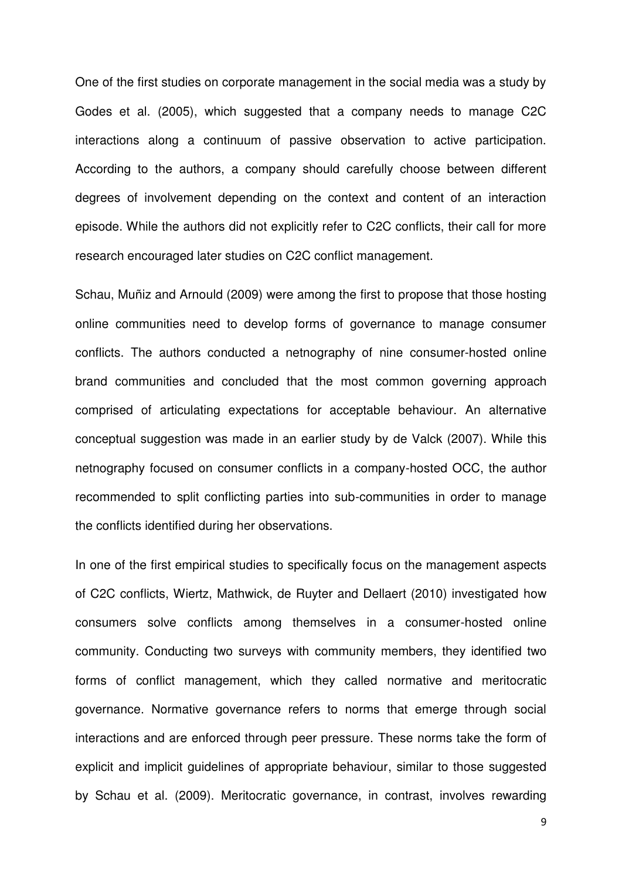One of the first studies on corporate management in the social media was a study by Godes et al. (2005), which suggested that a company needs to manage C2C interactions along a continuum of passive observation to active participation. According to the authors, a company should carefully choose between different degrees of involvement depending on the context and content of an interaction episode. While the authors did not explicitly refer to C2C conflicts, their call for more research encouraged later studies on C2C conflict management.

Schau, Muñiz and Arnould (2009) were among the first to propose that those hosting online communities need to develop forms of governance to manage consumer conflicts. The authors conducted a netnography of nine consumer-hosted online brand communities and concluded that the most common governing approach comprised of articulating expectations for acceptable behaviour. An alternative conceptual suggestion was made in an earlier study by de Valck (2007). While this netnography focused on consumer conflicts in a company-hosted OCC, the author recommended to split conflicting parties into sub-communities in order to manage the conflicts identified during her observations.

In one of the first empirical studies to specifically focus on the management aspects of C2C conflicts, Wiertz, Mathwick, de Ruyter and Dellaert (2010) investigated how consumers solve conflicts among themselves in a consumer-hosted online community. Conducting two surveys with community members, they identified two forms of conflict management, which they called normative and meritocratic governance. Normative governance refers to norms that emerge through social interactions and are enforced through peer pressure. These norms take the form of explicit and implicit guidelines of appropriate behaviour, similar to those suggested by Schau et al. (2009). Meritocratic governance, in contrast, involves rewarding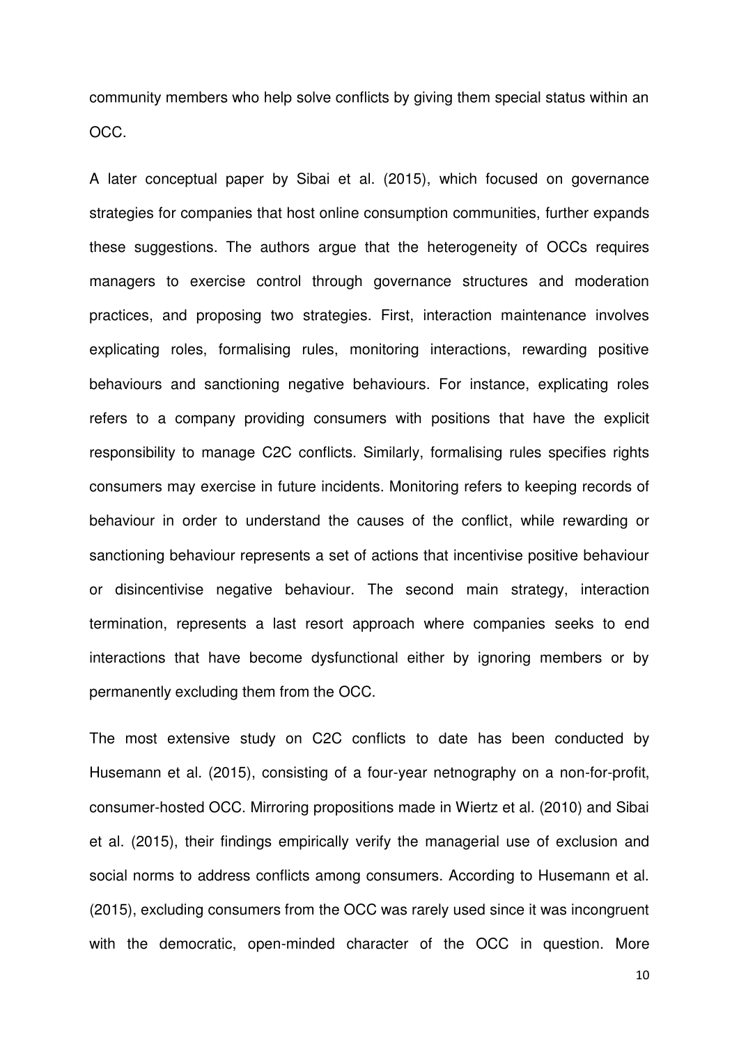community members who help solve conflicts by giving them special status within an OCC.

A later conceptual paper by Sibai et al. (2015), which focused on governance strategies for companies that host online consumption communities, further expands these suggestions. The authors argue that the heterogeneity of OCCs requires managers to exercise control through governance structures and moderation practices, and proposing two strategies. First, interaction maintenance involves explicating roles, formalising rules, monitoring interactions, rewarding positive behaviours and sanctioning negative behaviours. For instance, explicating roles refers to a company providing consumers with positions that have the explicit responsibility to manage C2C conflicts. Similarly, formalising rules specifies rights consumers may exercise in future incidents. Monitoring refers to keeping records of behaviour in order to understand the causes of the conflict, while rewarding or sanctioning behaviour represents a set of actions that incentivise positive behaviour or disincentivise negative behaviour. The second main strategy, interaction termination, represents a last resort approach where companies seeks to end interactions that have become dysfunctional either by ignoring members or by permanently excluding them from the OCC.

The most extensive study on C2C conflicts to date has been conducted by Husemann et al. (2015), consisting of a four-year netnography on a non-for-profit, consumer-hosted OCC. Mirroring propositions made in Wiertz et al. (2010) and Sibai et al. (2015), their findings empirically verify the managerial use of exclusion and social norms to address conflicts among consumers. According to Husemann et al. (2015), excluding consumers from the OCC was rarely used since it was incongruent with the democratic, open-minded character of the OCC in question. More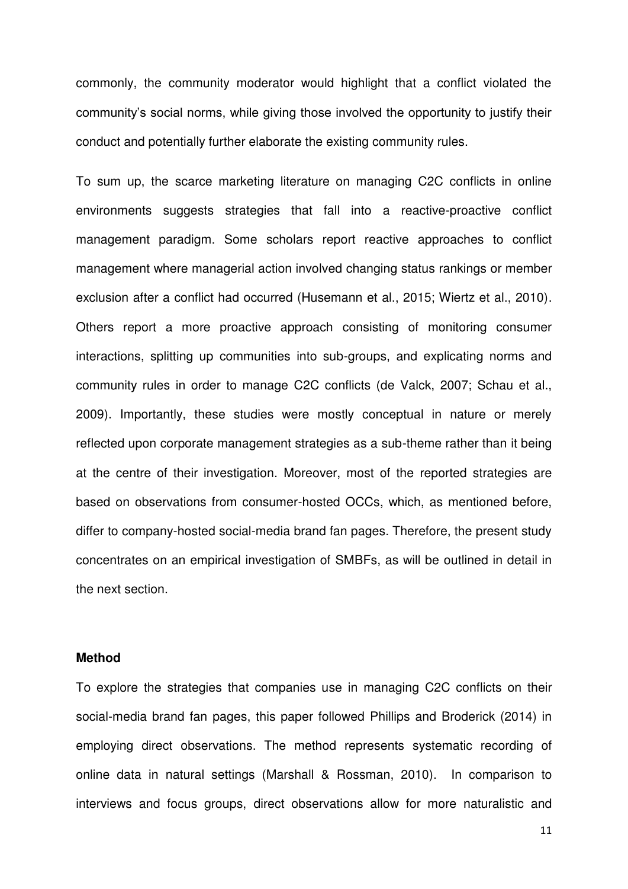commonly, the community moderator would highlight that a conflict violated the community's social norms, while giving those involved the opportunity to justify their conduct and potentially further elaborate the existing community rules.

To sum up, the scarce marketing literature on managing C2C conflicts in online environments suggests strategies that fall into a reactive-proactive conflict management paradigm. Some scholars report reactive approaches to conflict management where managerial action involved changing status rankings or member exclusion after a conflict had occurred (Husemann et al., 2015; Wiertz et al., 2010). Others report a more proactive approach consisting of monitoring consumer interactions, splitting up communities into sub-groups, and explicating norms and community rules in order to manage C2C conflicts (de Valck, 2007; Schau et al., 2009). Importantly, these studies were mostly conceptual in nature or merely reflected upon corporate management strategies as a sub-theme rather than it being at the centre of their investigation. Moreover, most of the reported strategies are based on observations from consumer-hosted OCCs, which, as mentioned before, differ to company-hosted social-media brand fan pages. Therefore, the present study concentrates on an empirical investigation of SMBFs, as will be outlined in detail in the next section.

## Method

To explore the strategies that companies use in managing C2C conflicts on their social-media brand fan pages, this paper followed Phillips and Broderick (2014) in employing direct observations. The method represents systematic recording of online data in natural settings (Marshall & Rossman, 2010). In comparison to interviews and focus groups, direct observations allow for more naturalistic and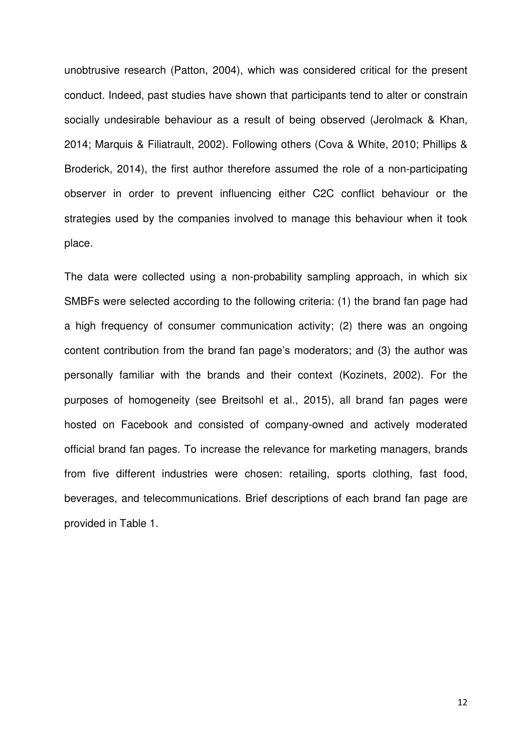unobtrusive research (Patton, 2004), which was considered critical for the present conduct. Indeed, past studies have shown that participants tend to alter or constrain socially undesirable behaviour as a result of being observed (Jerolmack & Khan, 2014; Marquis & Filiatrault, 2002). Following others (Cova & White, 2010; Phillips & Broderick, 2014), the first author therefore assumed the role of a non-participating observer in order to prevent influencing either C2C conflict behaviour or the strategies used by the companies involved to manage this behaviour when it took place.

The data were collected using a non-probability sampling approach, in which six SMBFs were selected according to the following criteria: (1) the brand fan page had a high frequency of consumer communication activity; (2) there was an ongoing content contribution from the brand fan page's moderators; and (3) the author was personally familiar with the brands and their context (Kozinets, 2002). For the purposes of homogeneity (see Breitsohl et al., 2015), all brand fan pages were hosted on Facebook and consisted of company-owned and actively moderated official brand fan pages. To increase the relevance for marketing managers, brands from five different industries were chosen: retailing, sports clothing, fast food, beverages, and telecommunications. Brief descriptions of each brand fan page are provided in Table 1.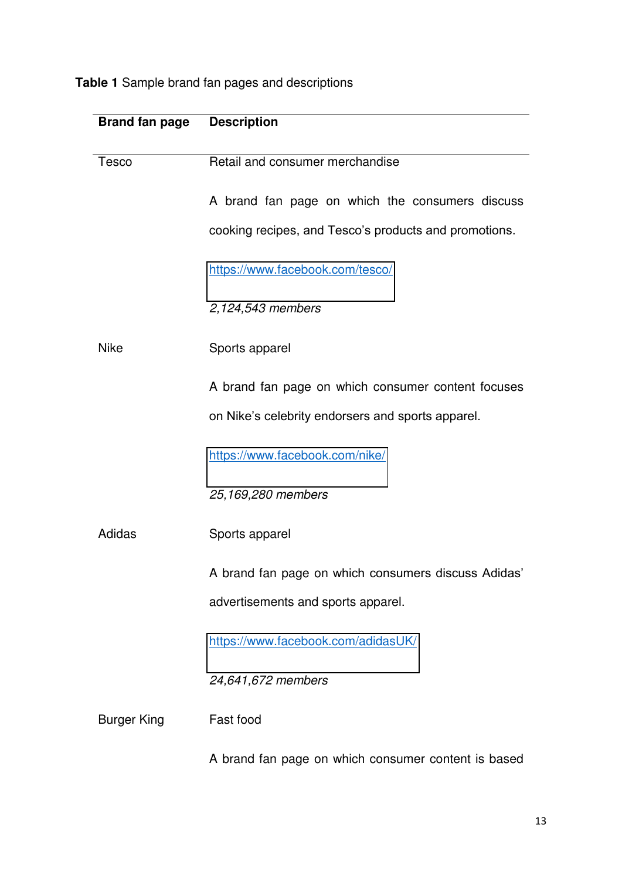**Table 1** Sample brand fan pages and descriptions

| Brand fan page | Description |
| --- | --- |
| Tesco | Retail and consumer merchandise<br><br>A brand fan page on which the consumers discuss cooking recipes, and Tesco's products and promotions.<br><br>https://www.facebook.com/tesco/<br><br>*2,124,543 members* |
| Nike | Sports apparel<br><br>A brand fan page on which consumer content focuses on Nike's celebrity endorsers and sports apparel.<br><br>https://www.facebook.com/nike/<br><br>*25,169,280 members* |
| Adidas | Sports apparel<br><br>A brand fan page on which consumers discuss Adidas' advertisements and sports apparel.<br><br>https://www.facebook.com/adidasUK/<br><br>*24,641,672 members* |
| Burger King | Fast food<br><br>A brand fan page on which consumer content is based |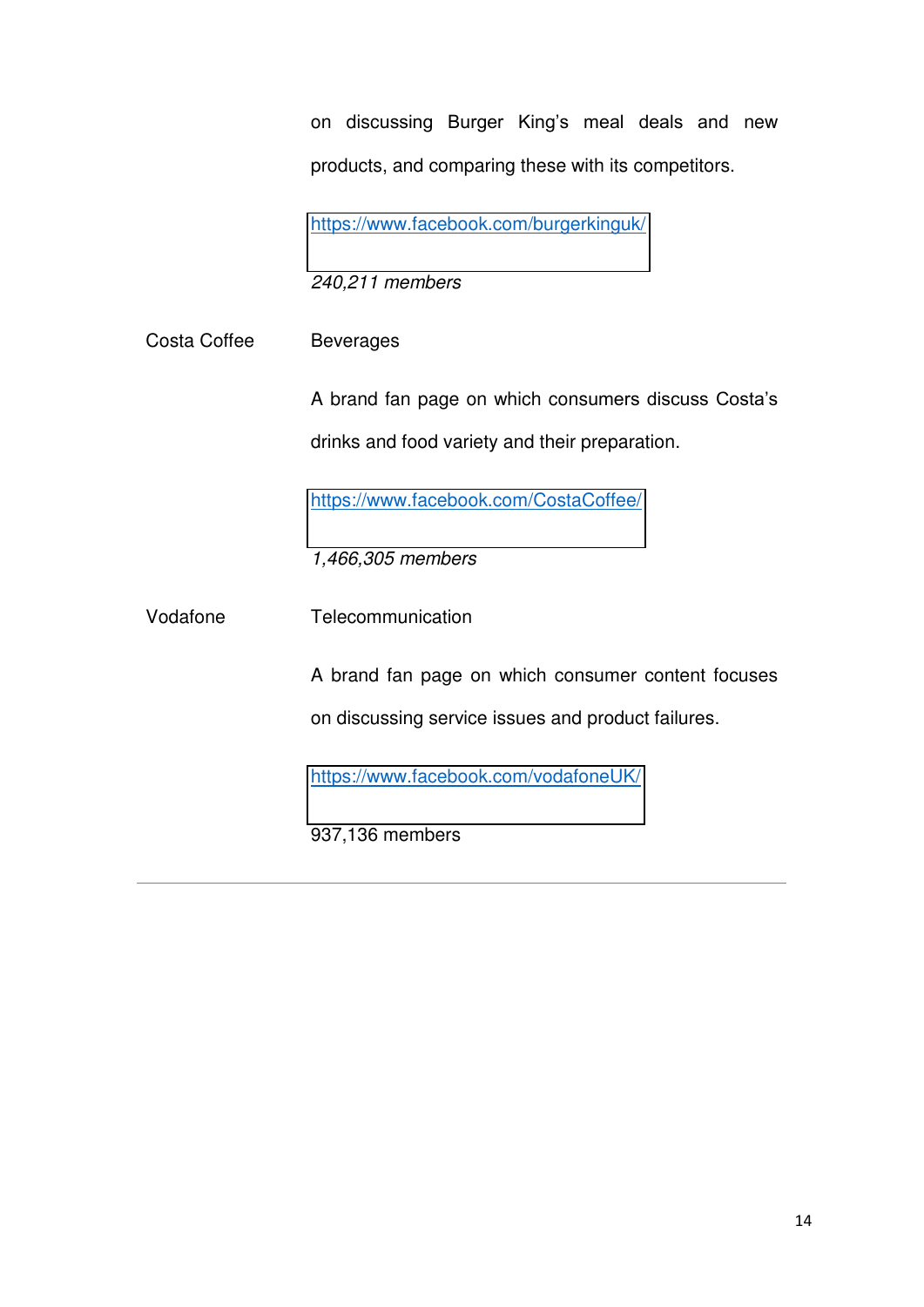| | | |
|---|---|---|
| | | on discussing Burger King's meal deals and new products, and comparing these with its competitors.<br><br>https://www.facebook.com/burgerkinguk/<br><br>*240,211 members* |
| Costa Coffee | Beverages | A brand fan page on which consumers discuss Costa's drinks and food variety and their preparation.<br><br>https://www.facebook.com/CostaCoffee/<br><br>*1,466,305 members* |
| Vodafone | Telecommunication | A brand fan page on which consumer content focuses on discussing service issues and product failures.<br><br>https://www.facebook.com/vodafoneUK/<br><br>937,136 members |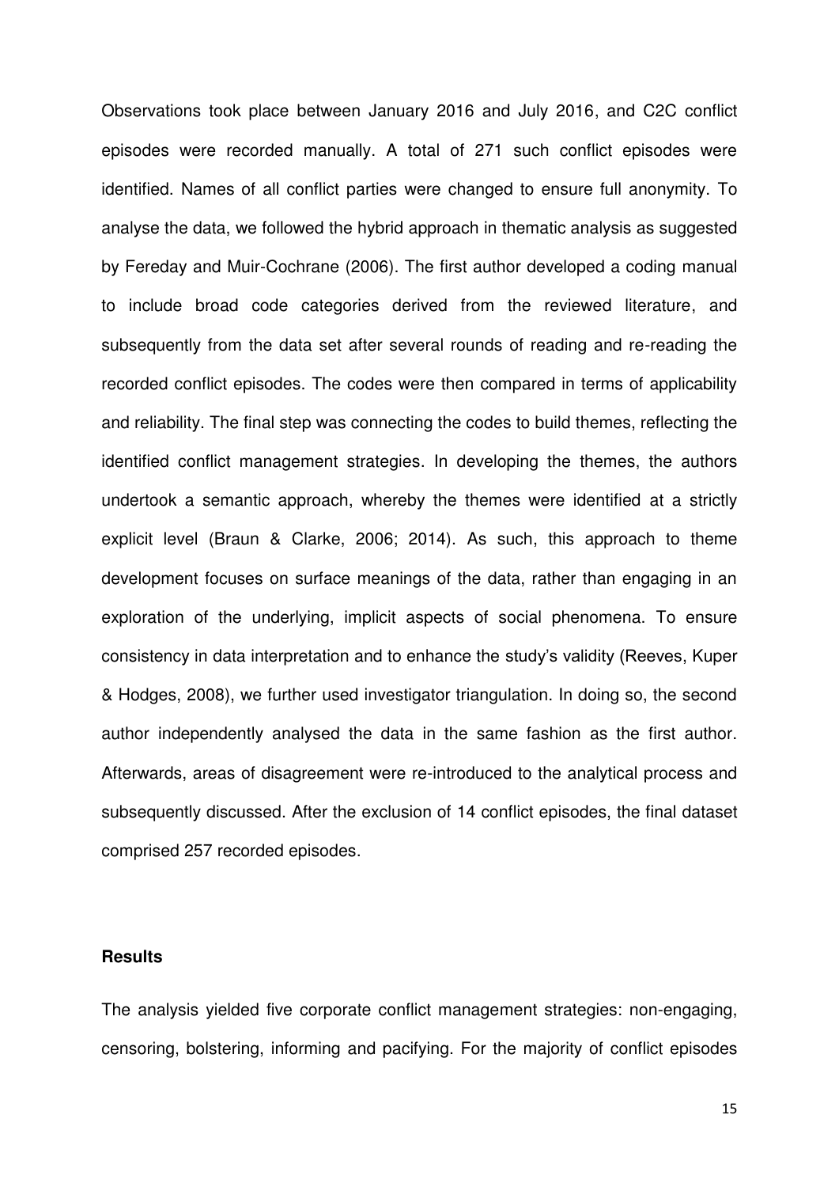Observations took place between January 2016 and July 2016, and C2C conflict episodes were recorded manually. A total of 271 such conflict episodes were identified. Names of all conflict parties were changed to ensure full anonymity. To analyse the data, we followed the hybrid approach in thematic analysis as suggested by Fereday and Muir-Cochrane (2006). The first author developed a coding manual to include broad code categories derived from the reviewed literature, and subsequently from the data set after several rounds of reading and re-reading the recorded conflict episodes. The codes were then compared in terms of applicability and reliability. The final step was connecting the codes to build themes, reflecting the identified conflict management strategies. In developing the themes, the authors undertook a semantic approach, whereby the themes were identified at a strictly explicit level (Braun & Clarke, 2006; 2014). As such, this approach to theme development focuses on surface meanings of the data, rather than engaging in an exploration of the underlying, implicit aspects of social phenomena. To ensure consistency in data interpretation and to enhance the study's validity (Reeves, Kuper & Hodges, 2008), we further used investigator triangulation. In doing so, the second author independently analysed the data in the same fashion as the first author. Afterwards, areas of disagreement were re-introduced to the analytical process and subsequently discussed. After the exclusion of 14 conflict episodes, the final dataset comprised 257 recorded episodes.

## Results

The analysis yielded five corporate conflict management strategies: non-engaging, censoring, bolstering, informing and pacifying. For the majority of conflict episodes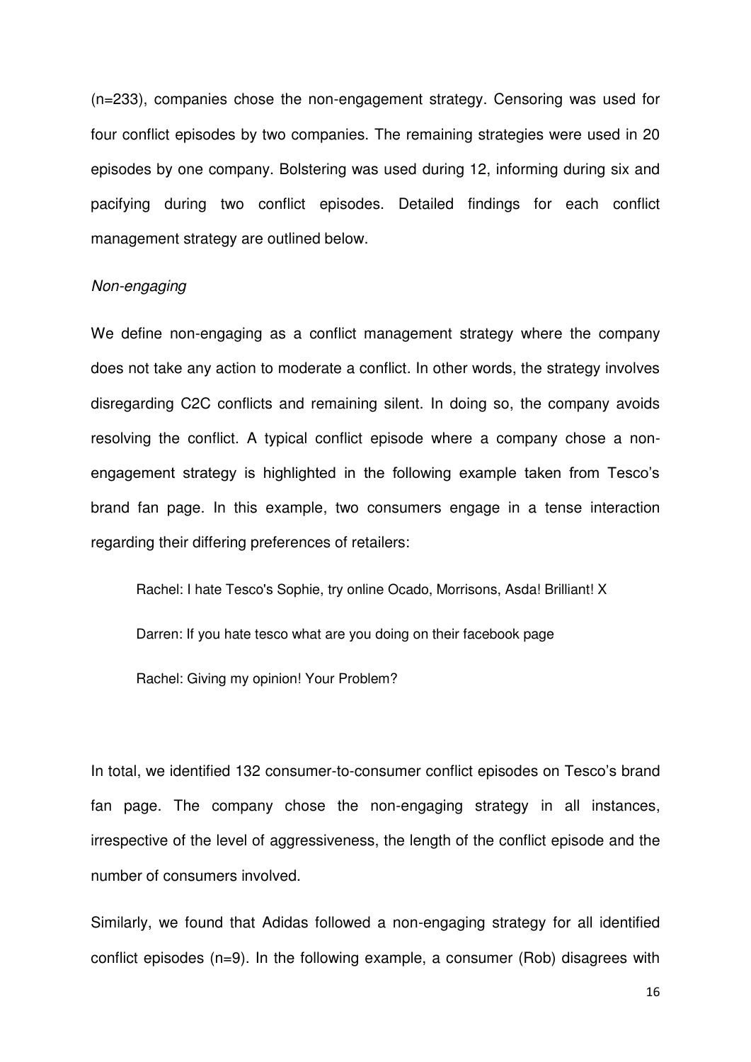(n=233), companies chose the non-engagement strategy. Censoring was used for four conflict episodes by two companies. The remaining strategies were used in 20 episodes by one company. Bolstering was used during 12, informing during six and pacifying during two conflict episodes. Detailed findings for each conflict management strategy are outlined below.

*Non-engaging*

We define non-engaging as a conflict management strategy where the company does not take any action to moderate a conflict. In other words, the strategy involves disregarding C2C conflicts and remaining silent. In doing so, the company avoids resolving the conflict. A typical conflict episode where a company chose a non-engagement strategy is highlighted in the following example taken from Tesco's brand fan page. In this example, two consumers engage in a tense interaction regarding their differing preferences of retailers:

> Rachel: I hate Tesco's Sophie, try online Ocado, Morrisons, Asda! Brilliant! X
>
> Darren: If you hate tesco what are you doing on their facebook page
>
> Rachel: Giving my opinion! Your Problem?

In total, we identified 132 consumer-to-consumer conflict episodes on Tesco's brand fan page. The company chose the non-engaging strategy in all instances, irrespective of the level of aggressiveness, the length of the conflict episode and the number of consumers involved.

Similarly, we found that Adidas followed a non-engaging strategy for all identified conflict episodes (n=9). In the following example, a consumer (Rob) disagrees with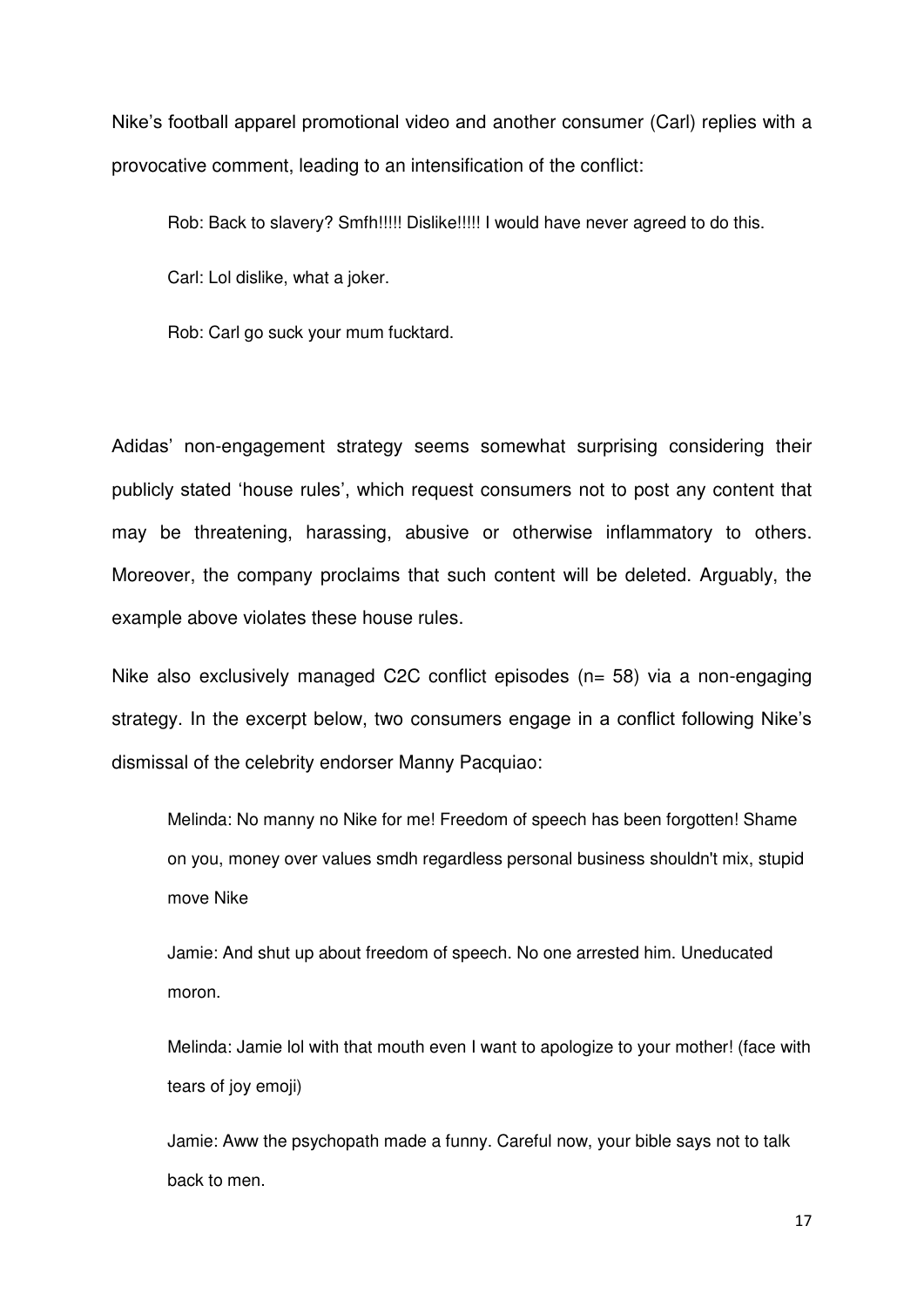Nike's football apparel promotional video and another consumer (Carl) replies with a provocative comment, leading to an intensification of the conflict:

> Rob: Back to slavery? Smfh!!!!! Dislike!!!!! I would have never agreed to do this.
>
> Carl: Lol dislike, what a joker.
>
> Rob: Carl go suck your mum fucktard.

Adidas' non-engagement strategy seems somewhat surprising considering their publicly stated 'house rules', which request consumers not to post any content that may be threatening, harassing, abusive or otherwise inflammatory to others. Moreover, the company proclaims that such content will be deleted. Arguably, the example above violates these house rules.

Nike also exclusively managed C2C conflict episodes (n= 58) via a non-engaging strategy. In the excerpt below, two consumers engage in a conflict following Nike's dismissal of the celebrity endorser Manny Pacquiao:

> Melinda: No manny no Nike for me! Freedom of speech has been forgotten! Shame on you, money over values smdh regardless personal business shouldn't mix, stupid move Nike
>
> Jamie: And shut up about freedom of speech. No one arrested him. Uneducated moron.
>
> Melinda: Jamie lol with that mouth even I want to apologize to your mother! (face with tears of joy emoji)
>
> Jamie: Aww the psychopath made a funny. Careful now, your bible says not to talk back to men.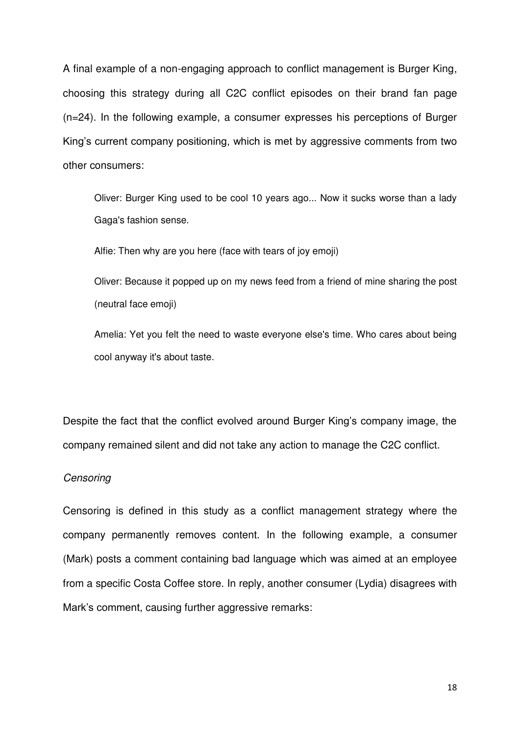A final example of a non-engaging approach to conflict management is Burger King, choosing this strategy during all C2C conflict episodes on their brand fan page (n=24). In the following example, a consumer expresses his perceptions of Burger King's current company positioning, which is met by aggressive comments from two other consumers:

> Oliver: Burger King used to be cool 10 years ago... Now it sucks worse than a lady Gaga's fashion sense.
>
> Alfie: Then why are you here (face with tears of joy emoji)
>
> Oliver: Because it popped up on my news feed from a friend of mine sharing the post (neutral face emoji)
>
> Amelia: Yet you felt the need to waste everyone else's time. Who cares about being cool anyway it's about taste.

Despite the fact that the conflict evolved around Burger King's company image, the company remained silent and did not take any action to manage the C2C conflict.

*Censoring*

Censoring is defined in this study as a conflict management strategy where the company permanently removes content. In the following example, a consumer (Mark) posts a comment containing bad language which was aimed at an employee from a specific Costa Coffee store. In reply, another consumer (Lydia) disagrees with Mark's comment, causing further aggressive remarks: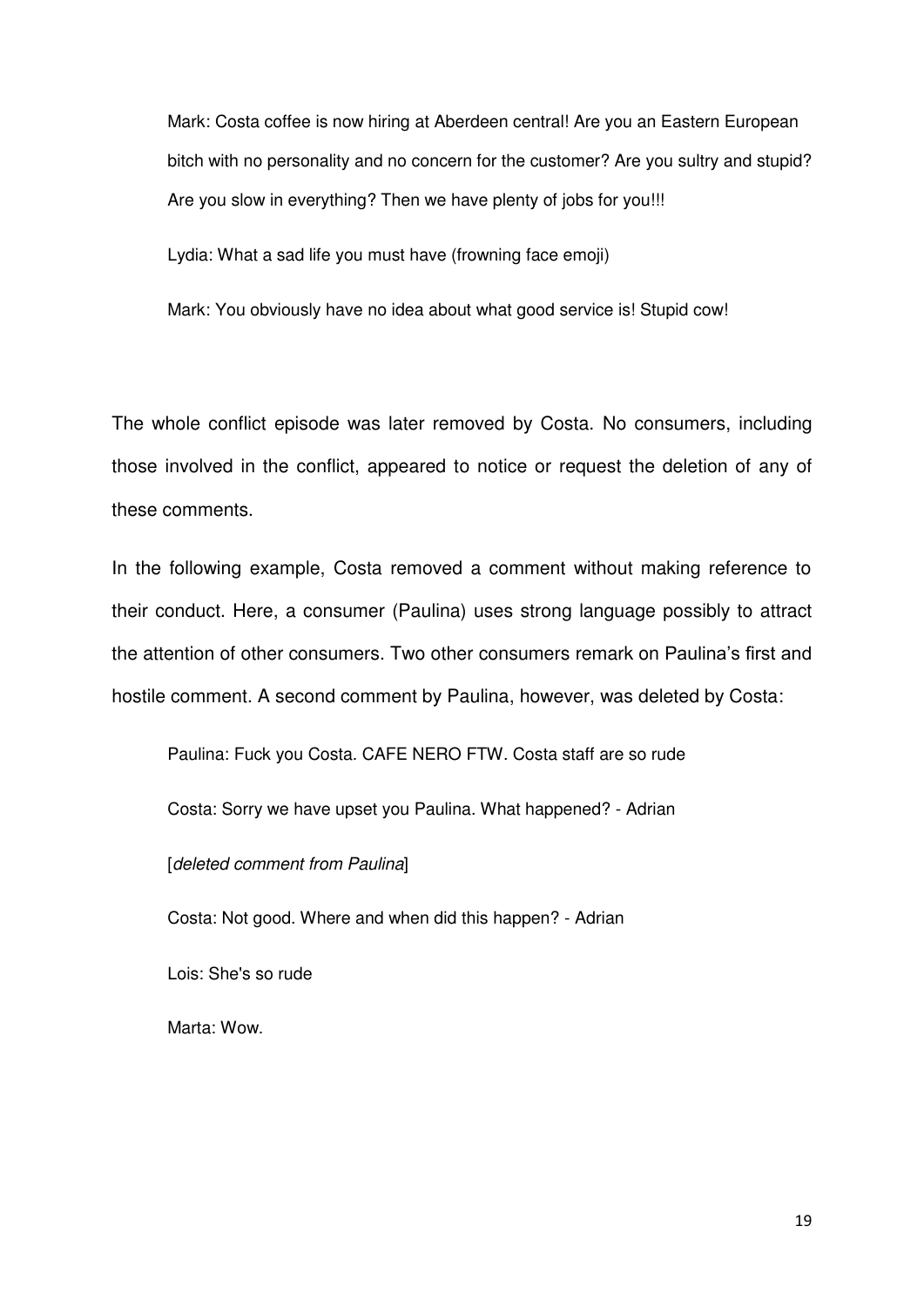> Mark: Costa coffee is now hiring at Aberdeen central! Are you an Eastern European bitch with no personality and no concern for the customer? Are you sultry and stupid? Are you slow in everything? Then we have plenty of jobs for you!!!
>
> Lydia: What a sad life you must have (frowning face emoji)
>
> Mark: You obviously have no idea about what good service is! Stupid cow!

The whole conflict episode was later removed by Costa. No consumers, including those involved in the conflict, appeared to notice or request the deletion of any of these comments.

In the following example, Costa removed a comment without making reference to their conduct. Here, a consumer (Paulina) uses strong language possibly to attract the attention of other consumers. Two other consumers remark on Paulina's first and hostile comment. A second comment by Paulina, however, was deleted by Costa:

> Paulina: Fuck you Costa. CAFE NERO FTW. Costa staff are so rude
>
> Costa: Sorry we have upset you Paulina. What happened? - Adrian
>
> [*deleted comment from Paulina*]
>
> Costa: Not good. Where and when did this happen? - Adrian
>
> Lois: She's so rude
>
> Marta: Wow.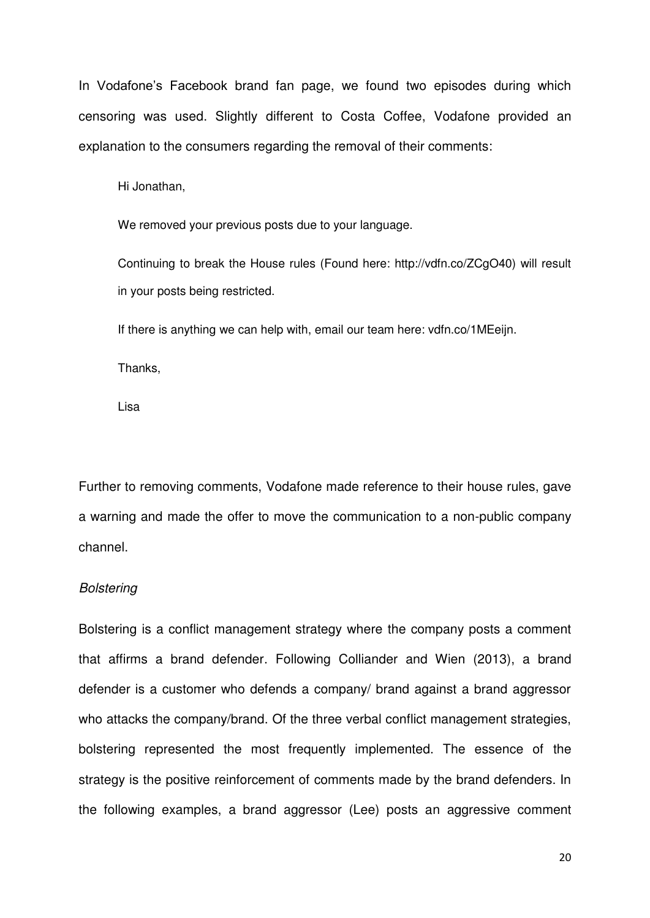In Vodafone's Facebook brand fan page, we found two episodes during which censoring was used. Slightly different to Costa Coffee, Vodafone provided an explanation to the consumers regarding the removal of their comments:

> Hi Jonathan,
>
> We removed your previous posts due to your language.
>
> Continuing to break the House rules (Found here: http://vdfn.co/ZCgO40) will result in your posts being restricted.
>
> If there is anything we can help with, email our team here: vdfn.co/1MEeijn.
>
> Thanks,
>
> Lisa

Further to removing comments, Vodafone made reference to their house rules, gave a warning and made the offer to move the communication to a non-public company channel.

*Bolstering*

Bolstering is a conflict management strategy where the company posts a comment that affirms a brand defender. Following Colliander and Wien (2013), a brand defender is a customer who defends a company/ brand against a brand aggressor who attacks the company/brand. Of the three verbal conflict management strategies, bolstering represented the most frequently implemented. The essence of the strategy is the positive reinforcement of comments made by the brand defenders. In the following examples, a brand aggressor (Lee) posts an aggressive comment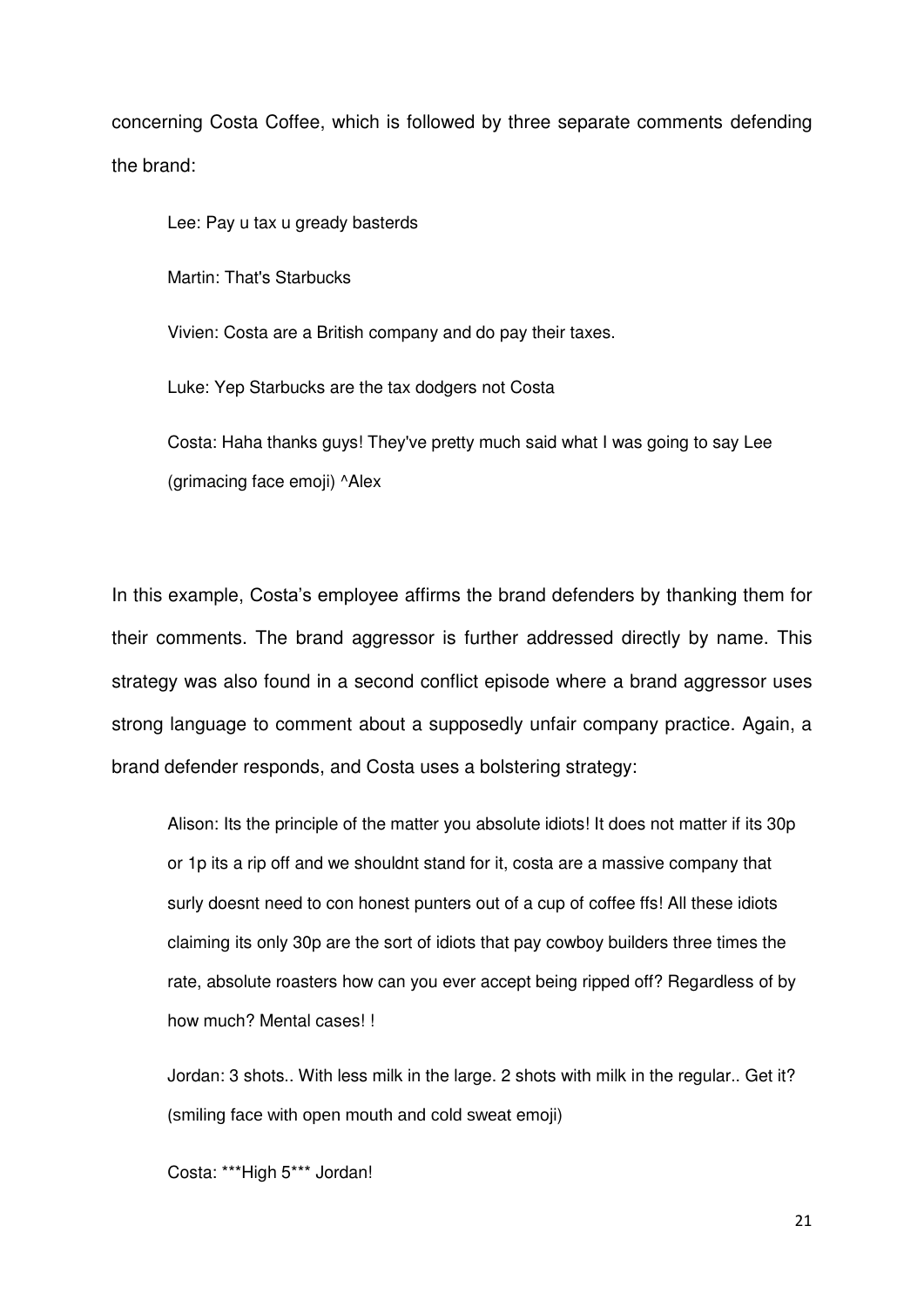concerning Costa Coffee, which is followed by three separate comments defending the brand:

> Lee: Pay u tax u gready basterds
>
> Martin: That's Starbucks
>
> Vivien: Costa are a British company and do pay their taxes.
>
> Luke: Yep Starbucks are the tax dodgers not Costa
>
> Costa: Haha thanks guys! They've pretty much said what I was going to say Lee (grimacing face emoji) ^Alex

In this example, Costa's employee affirms the brand defenders by thanking them for their comments. The brand aggressor is further addressed directly by name. This strategy was also found in a second conflict episode where a brand aggressor uses strong language to comment about a supposedly unfair company practice. Again, a brand defender responds, and Costa uses a bolstering strategy:

> Alison: Its the principle of the matter you absolute idiots! It does not matter if its 30p or 1p its a rip off and we shouldnt stand for it, costa are a massive company that surly doesnt need to con honest punters out of a cup of coffee ffs! All these idiots claiming its only 30p are the sort of idiots that pay cowboy builders three times the rate, absolute roasters how can you ever accept being ripped off? Regardless of by how much? Mental cases! !
>
> Jordan: 3 shots.. With less milk in the large. 2 shots with milk in the regular.. Get it? (smiling face with open mouth and cold sweat emoji)
>
> Costa: ***High 5*** Jordan!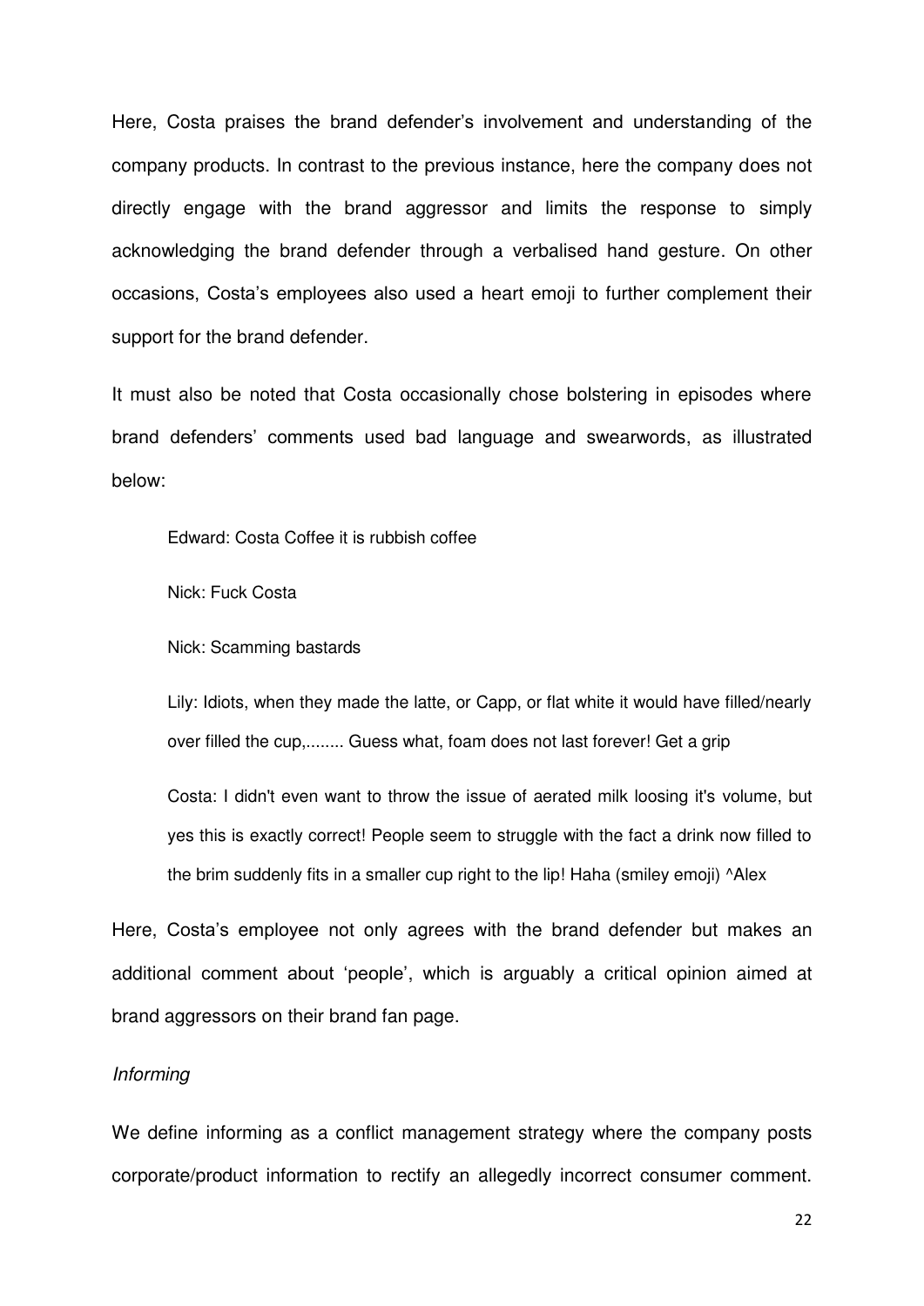Here, Costa praises the brand defender's involvement and understanding of the company products. In contrast to the previous instance, here the company does not directly engage with the brand aggressor and limits the response to simply acknowledging the brand defender through a verbalised hand gesture. On other occasions, Costa's employees also used a heart emoji to further complement their support for the brand defender.

It must also be noted that Costa occasionally chose bolstering in episodes where brand defenders' comments used bad language and swearwords, as illustrated below:

> Edward: Costa Coffee it is rubbish coffee
>
> Nick: Fuck Costa
>
> Nick: Scamming bastards
>
> Lily: Idiots, when they made the latte, or Capp, or flat white it would have filled/nearly over filled the cup,........ Guess what, foam does not last forever! Get a grip
>
> Costa: I didn't even want to throw the issue of aerated milk loosing it's volume, but yes this is exactly correct! People seem to struggle with the fact a drink now filled to the brim suddenly fits in a smaller cup right to the lip! Haha (smiley emoji) ^Alex

Here, Costa's employee not only agrees with the brand defender but makes an additional comment about 'people', which is arguably a critical opinion aimed at brand aggressors on their brand fan page.

*Informing*

We define informing as a conflict management strategy where the company posts corporate/product information to rectify an allegedly incorrect consumer comment.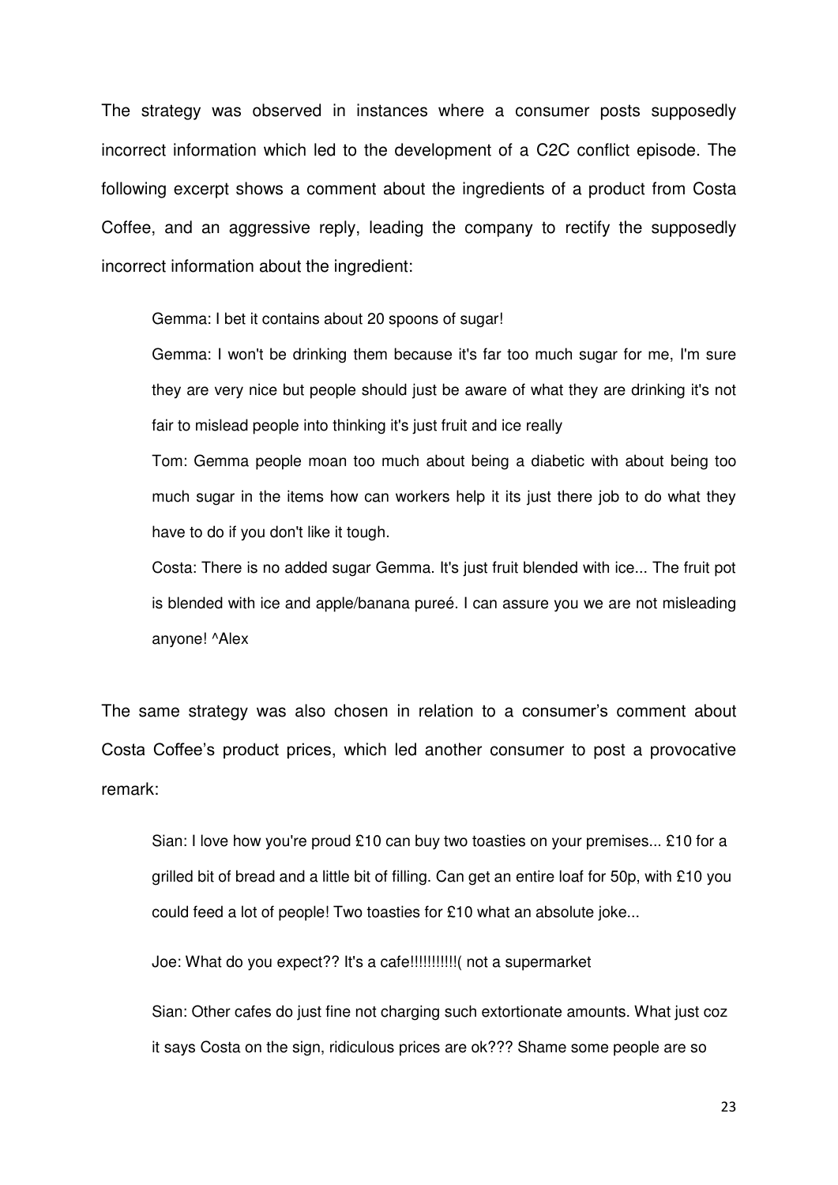The strategy was observed in instances where a consumer posts supposedly incorrect information which led to the development of a C2C conflict episode. The following excerpt shows a comment about the ingredients of a product from Costa Coffee, and an aggressive reply, leading the company to rectify the supposedly incorrect information about the ingredient:

> Gemma: I bet it contains about 20 spoons of sugar!
>
> Gemma: I won't be drinking them because it's far too much sugar for me, I'm sure they are very nice but people should just be aware of what they are drinking it's not fair to mislead people into thinking it's just fruit and ice really
>
> Tom: Gemma people moan too much about being a diabetic with about being too much sugar in the items how can workers help it its just there job to do what they have to do if you don't like it tough.
>
> Costa: There is no added sugar Gemma. It's just fruit blended with ice... The fruit pot is blended with ice and apple/banana pureé. I can assure you we are not misleading anyone! ^Alex

The same strategy was also chosen in relation to a consumer's comment about Costa Coffee's product prices, which led another consumer to post a provocative remark:

> Sian: I love how you're proud £10 can buy two toasties on your premises... £10 for a grilled bit of bread and a little bit of filling. Can get an entire loaf for 50p, with £10 you could feed a lot of people! Two toasties for £10 what an absolute joke...
>
> Joe: What do you expect?? It's a cafe!!!!!!!!!!!( not a supermarket
>
> Sian: Other cafes do just fine not charging such extortionate amounts. What just coz it says Costa on the sign, ridiculous prices are ok??? Shame some people are so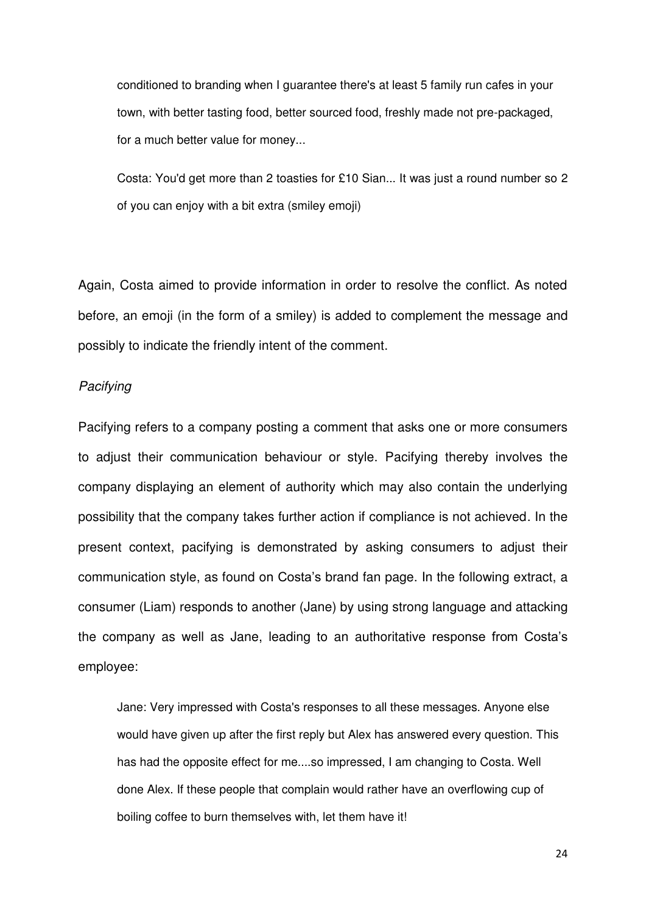> conditioned to branding when I guarantee there's at least 5 family run cafes in your town, with better tasting food, better sourced food, freshly made not pre-packaged, for a much better value for money...
>
> Costa: You'd get more than 2 toasties for £10 Sian... It was just a round number so 2 of you can enjoy with a bit extra (smiley emoji)

Again, Costa aimed to provide information in order to resolve the conflict. As noted before, an emoji (in the form of a smiley) is added to complement the message and possibly to indicate the friendly intent of the comment.

*Pacifying*

Pacifying refers to a company posting a comment that asks one or more consumers to adjust their communication behaviour or style. Pacifying thereby involves the company displaying an element of authority which may also contain the underlying possibility that the company takes further action if compliance is not achieved. In the present context, pacifying is demonstrated by asking consumers to adjust their communication style, as found on Costa's brand fan page. In the following extract, a consumer (Liam) responds to another (Jane) by using strong language and attacking the company as well as Jane, leading to an authoritative response from Costa's employee:

> Jane: Very impressed with Costa's responses to all these messages. Anyone else would have given up after the first reply but Alex has answered every question. This has had the opposite effect for me....so impressed, I am changing to Costa. Well done Alex. If these people that complain would rather have an overflowing cup of boiling coffee to burn themselves with, let them have it!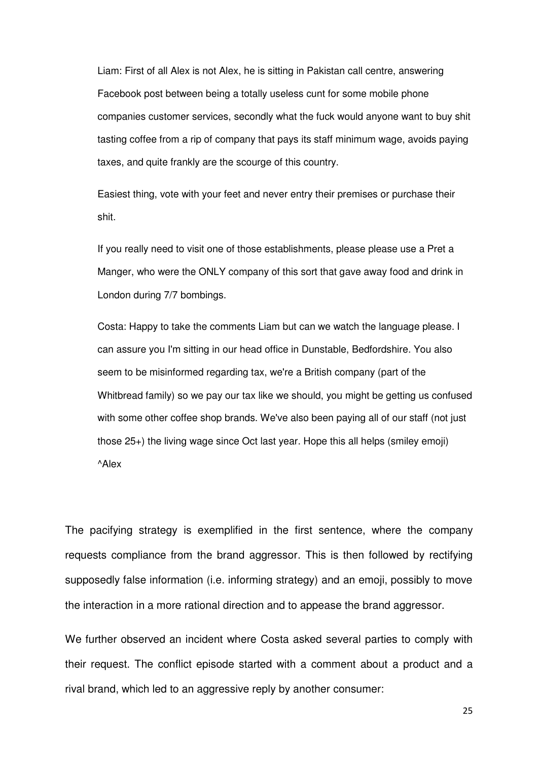> Liam: First of all Alex is not Alex, he is sitting in Pakistan call centre, answering Facebook post between being a totally useless cunt for some mobile phone companies customer services, secondly what the fuck would anyone want to buy shit tasting coffee from a rip of company that pays its staff minimum wage, avoids paying taxes, and quite frankly are the scourge of this country.
>
> Easiest thing, vote with your feet and never entry their premises or purchase their shit.
>
> If you really need to visit one of those establishments, please please use a Pret a Manger, who were the ONLY company of this sort that gave away food and drink in London during 7/7 bombings.
>
> Costa: Happy to take the comments Liam but can we watch the language please. I can assure you I'm sitting in our head office in Dunstable, Bedfordshire. You also seem to be misinformed regarding tax, we're a British company (part of the Whitbread family) so we pay our tax like we should, you might be getting us confused with some other coffee shop brands. We've also been paying all of our staff (not just those 25+) the living wage since Oct last year. Hope this all helps (smiley emoji) ^Alex

The pacifying strategy is exemplified in the first sentence, where the company requests compliance from the brand aggressor. This is then followed by rectifying supposedly false information (i.e. informing strategy) and an emoji, possibly to move the interaction in a more rational direction and to appease the brand aggressor.

We further observed an incident where Costa asked several parties to comply with their request. The conflict episode started with a comment about a product and a rival brand, which led to an aggressive reply by another consumer: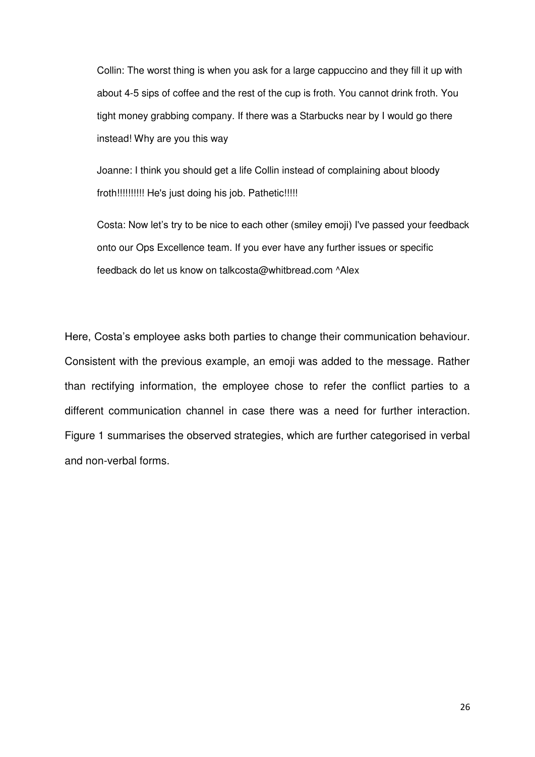> Collin: The worst thing is when you ask for a large cappuccino and they fill it up with about 4-5 sips of coffee and the rest of the cup is froth. You cannot drink froth. You tight money grabbing company. If there was a Starbucks near by I would go there instead! Why are you this way
>
> Joanne: I think you should get a life Collin instead of complaining about bloody froth!!!!!!!!! He's just doing his job. Pathetic!!!!!
>
> Costa: Now let's try to be nice to each other (smiley emoji) I've passed your feedback onto our Ops Excellence team. If you ever have any further issues or specific feedback do let us know on talkcosta@whitbread.com ^Alex

Here, Costa's employee asks both parties to change their communication behaviour. Consistent with the previous example, an emoji was added to the message. Rather than rectifying information, the employee chose to refer the conflict parties to a different communication channel in case there was a need for further interaction. Figure 1 summarises the observed strategies, which are further categorised in verbal and non-verbal forms.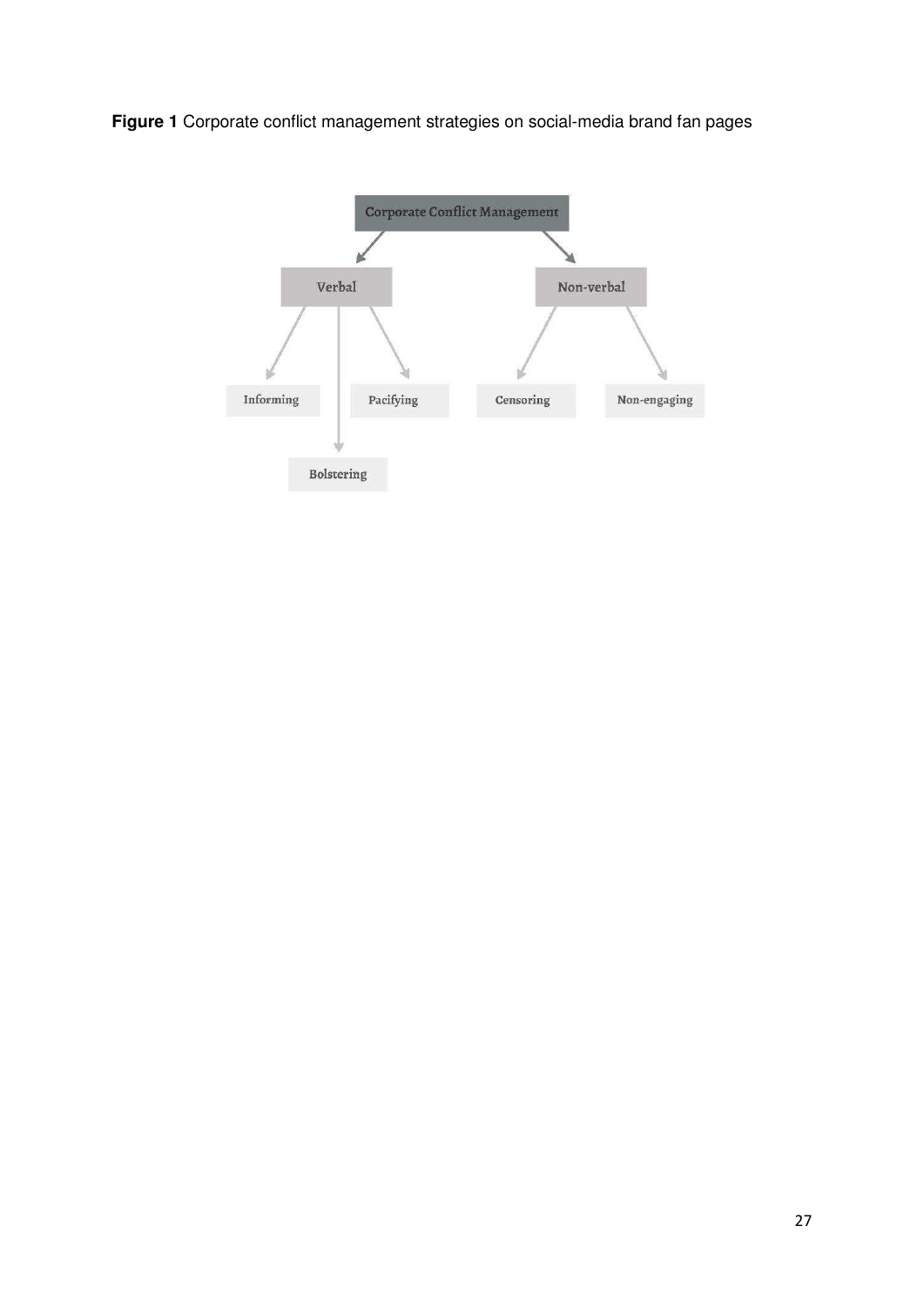**Figure 1** Corporate conflict management strategies on social-media brand fan pages

Corporate Conflict Management

Verbal

Non-verbal

Informing

Pacifying

Bolstering

Censoring

Non-engaging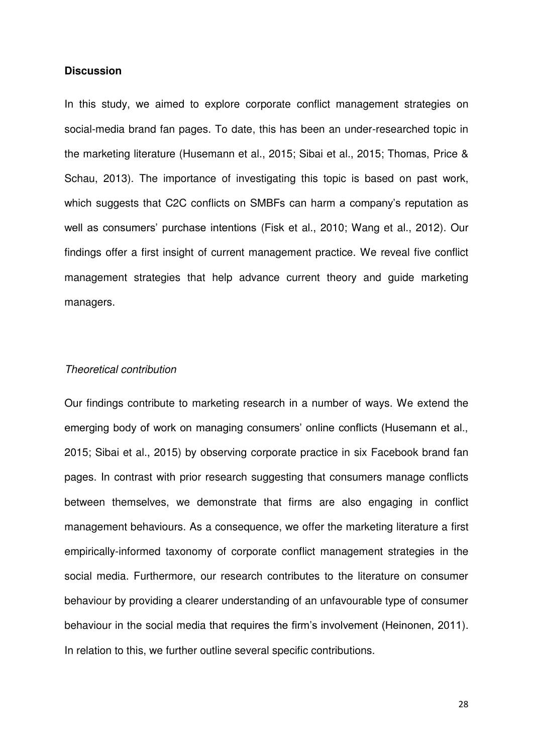## Discussion

In this study, we aimed to explore corporate conflict management strategies on social-media brand fan pages. To date, this has been an under-researched topic in the marketing literature (Husemann et al., 2015; Sibai et al., 2015; Thomas, Price & Schau, 2013). The importance of investigating this topic is based on past work, which suggests that C2C conflicts on SMBFs can harm a company's reputation as well as consumers' purchase intentions (Fisk et al., 2010; Wang et al., 2012). Our findings offer a first insight of current management practice. We reveal five conflict management strategies that help advance current theory and guide marketing managers.

### *Theoretical contribution*

Our findings contribute to marketing research in a number of ways. We extend the emerging body of work on managing consumers' online conflicts (Husemann et al., 2015; Sibai et al., 2015) by observing corporate practice in six Facebook brand fan pages. In contrast with prior research suggesting that consumers manage conflicts between themselves, we demonstrate that firms are also engaging in conflict management behaviours. As a consequence, we offer the marketing literature a first empirically-informed taxonomy of corporate conflict management strategies in the social media. Furthermore, our research contributes to the literature on consumer behaviour by providing a clearer understanding of an unfavourable type of consumer behaviour in the social media that requires the firm's involvement (Heinonen, 2011). In relation to this, we further outline several specific contributions.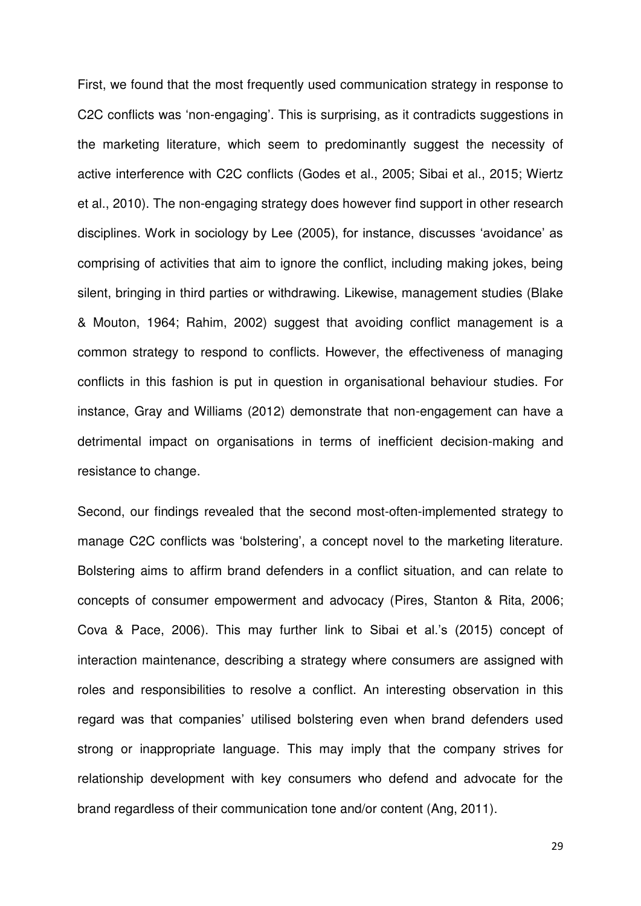First, we found that the most frequently used communication strategy in response to C2C conflicts was 'non-engaging'. This is surprising, as it contradicts suggestions in the marketing literature, which seem to predominantly suggest the necessity of active interference with C2C conflicts (Godes et al., 2005; Sibai et al., 2015; Wiertz et al., 2010). The non-engaging strategy does however find support in other research disciplines. Work in sociology by Lee (2005), for instance, discusses 'avoidance' as comprising of activities that aim to ignore the conflict, including making jokes, being silent, bringing in third parties or withdrawing. Likewise, management studies (Blake & Mouton, 1964; Rahim, 2002) suggest that avoiding conflict management is a common strategy to respond to conflicts. However, the effectiveness of managing conflicts in this fashion is put in question in organisational behaviour studies. For instance, Gray and Williams (2012) demonstrate that non-engagement can have a detrimental impact on organisations in terms of inefficient decision-making and resistance to change.

Second, our findings revealed that the second most-often-implemented strategy to manage C2C conflicts was 'bolstering', a concept novel to the marketing literature. Bolstering aims to affirm brand defenders in a conflict situation, and can relate to concepts of consumer empowerment and advocacy (Pires, Stanton & Rita, 2006; Cova & Pace, 2006). This may further link to Sibai et al.'s (2015) concept of interaction maintenance, describing a strategy where consumers are assigned with roles and responsibilities to resolve a conflict. An interesting observation in this regard was that companies' utilised bolstering even when brand defenders used strong or inappropriate language. This may imply that the company strives for relationship development with key consumers who defend and advocate for the brand regardless of their communication tone and/or content (Ang, 2011).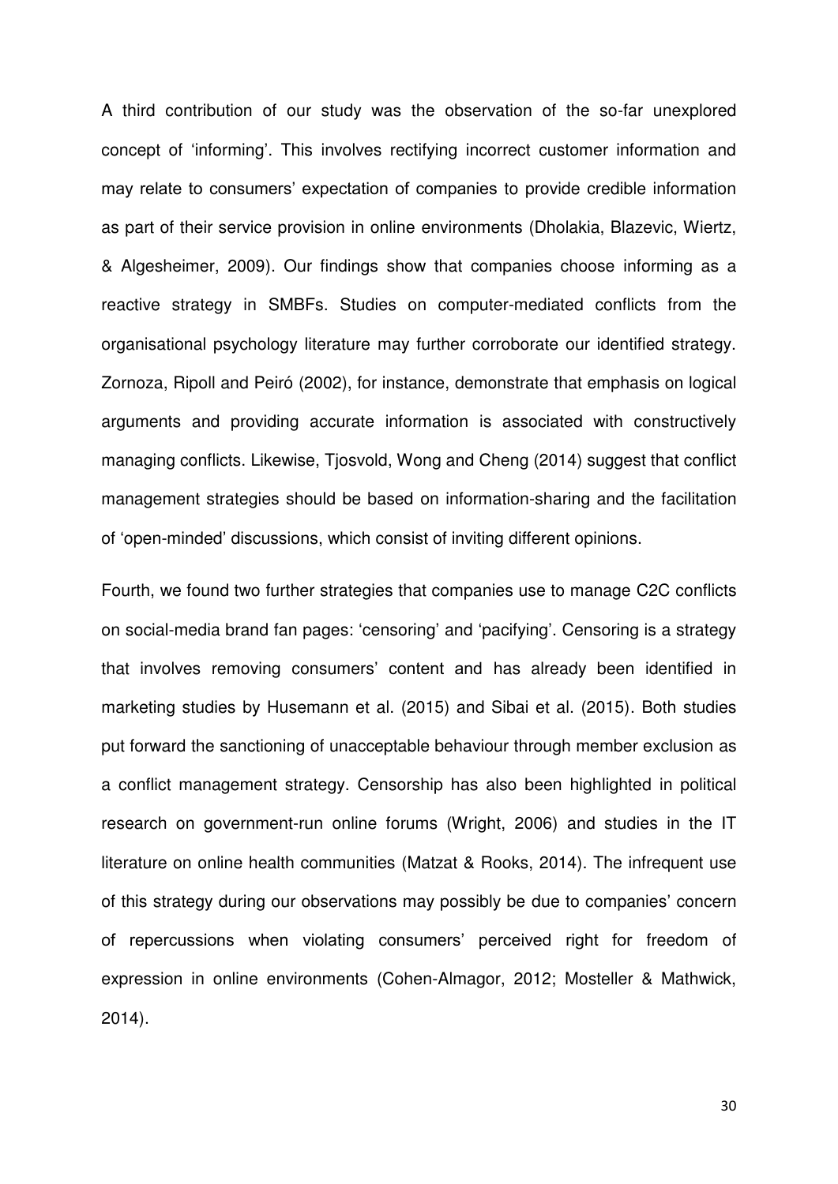A third contribution of our study was the observation of the so-far unexplored concept of 'informing'. This involves rectifying incorrect customer information and may relate to consumers' expectation of companies to provide credible information as part of their service provision in online environments (Dholakia, Blazevic, Wiertz, & Algesheimer, 2009). Our findings show that companies choose informing as a reactive strategy in SMBFs. Studies on computer-mediated conflicts from the organisational psychology literature may further corroborate our identified strategy. Zornoza, Ripoll and Peiró (2002), for instance, demonstrate that emphasis on logical arguments and providing accurate information is associated with constructively managing conflicts. Likewise, Tjosvold, Wong and Cheng (2014) suggest that conflict management strategies should be based on information-sharing and the facilitation of 'open-minded' discussions, which consist of inviting different opinions.

Fourth, we found two further strategies that companies use to manage C2C conflicts on social-media brand fan pages: 'censoring' and 'pacifying'. Censoring is a strategy that involves removing consumers' content and has already been identified in marketing studies by Husemann et al. (2015) and Sibai et al. (2015). Both studies put forward the sanctioning of unacceptable behaviour through member exclusion as a conflict management strategy. Censorship has also been highlighted in political research on government-run online forums (Wright, 2006) and studies in the IT literature on online health communities (Matzat & Rooks, 2014). The infrequent use of this strategy during our observations may possibly be due to companies' concern of repercussions when violating consumers' perceived right for freedom of expression in online environments (Cohen-Almagor, 2012; Mosteller & Mathwick, 2014).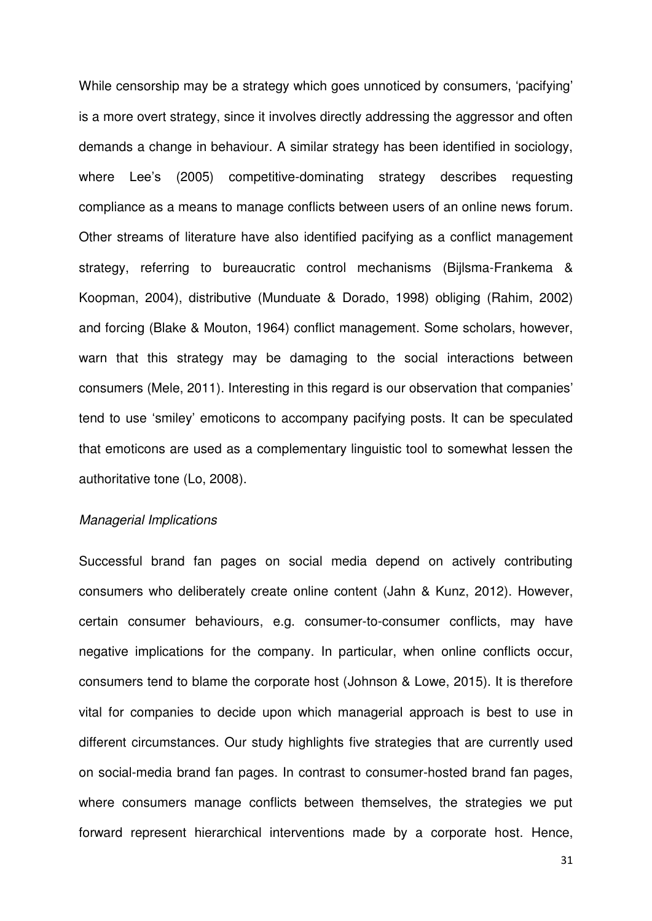While censorship may be a strategy which goes unnoticed by consumers, 'pacifying' is a more overt strategy, since it involves directly addressing the aggressor and often demands a change in behaviour. A similar strategy has been identified in sociology, where Lee's (2005) competitive-dominating strategy describes requesting compliance as a means to manage conflicts between users of an online news forum. Other streams of literature have also identified pacifying as a conflict management strategy, referring to bureaucratic control mechanisms (Bijlsma-Frankema & Koopman, 2004), distributive (Munduate & Dorado, 1998) obliging (Rahim, 2002) and forcing (Blake & Mouton, 1964) conflict management. Some scholars, however, warn that this strategy may be damaging to the social interactions between consumers (Mele, 2011). Interesting in this regard is our observation that companies' tend to use 'smiley' emoticons to accompany pacifying posts. It can be speculated that emoticons are used as a complementary linguistic tool to somewhat lessen the authoritative tone (Lo, 2008).

*Managerial Implications*

Successful brand fan pages on social media depend on actively contributing consumers who deliberately create online content (Jahn & Kunz, 2012). However, certain consumer behaviours, e.g. consumer-to-consumer conflicts, may have negative implications for the company. In particular, when online conflicts occur, consumers tend to blame the corporate host (Johnson & Lowe, 2015). It is therefore vital for companies to decide upon which managerial approach is best to use in different circumstances. Our study highlights five strategies that are currently used on social-media brand fan pages. In contrast to consumer-hosted brand fan pages, where consumers manage conflicts between themselves, the strategies we put forward represent hierarchical interventions made by a corporate host. Hence,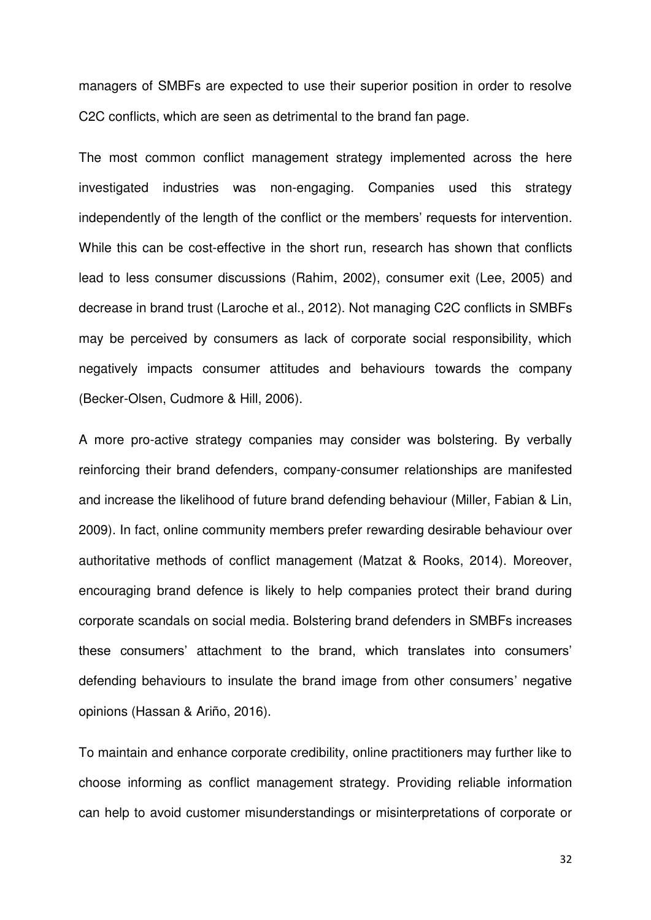managers of SMBFs are expected to use their superior position in order to resolve C2C conflicts, which are seen as detrimental to the brand fan page.

The most common conflict management strategy implemented across the here investigated industries was non-engaging. Companies used this strategy independently of the length of the conflict or the members' requests for intervention. While this can be cost-effective in the short run, research has shown that conflicts lead to less consumer discussions (Rahim, 2002), consumer exit (Lee, 2005) and decrease in brand trust (Laroche et al., 2012). Not managing C2C conflicts in SMBFs may be perceived by consumers as lack of corporate social responsibility, which negatively impacts consumer attitudes and behaviours towards the company (Becker-Olsen, Cudmore & Hill, 2006).

A more pro-active strategy companies may consider was bolstering. By verbally reinforcing their brand defenders, company-consumer relationships are manifested and increase the likelihood of future brand defending behaviour (Miller, Fabian & Lin, 2009). In fact, online community members prefer rewarding desirable behaviour over authoritative methods of conflict management (Matzat & Rooks, 2014). Moreover, encouraging brand defence is likely to help companies protect their brand during corporate scandals on social media. Bolstering brand defenders in SMBFs increases these consumers' attachment to the brand, which translates into consumers' defending behaviours to insulate the brand image from other consumers' negative opinions (Hassan & Ariño, 2016).

To maintain and enhance corporate credibility, online practitioners may further like to choose informing as conflict management strategy. Providing reliable information can help to avoid customer misunderstandings or misinterpretations of corporate or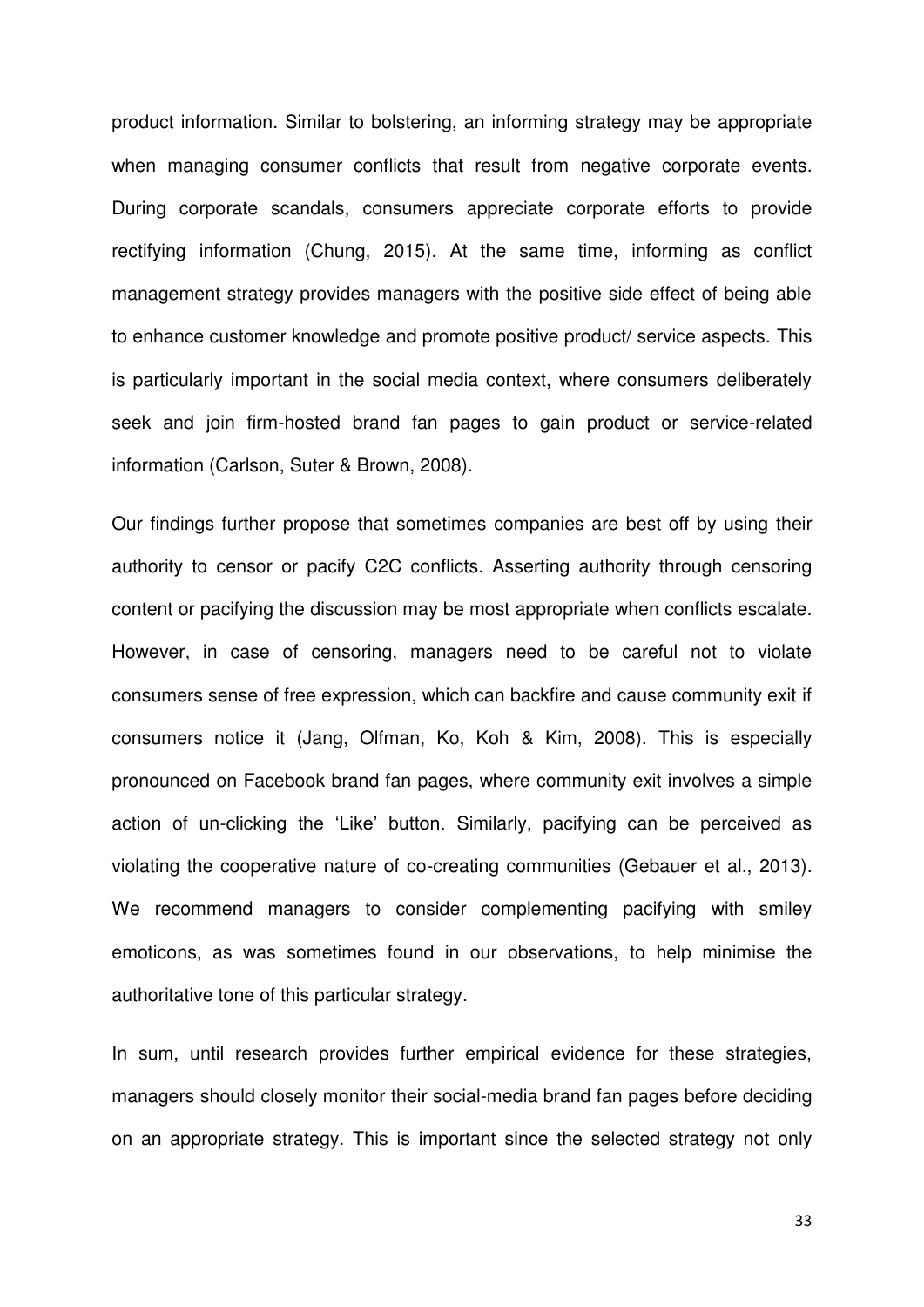product information. Similar to bolstering, an informing strategy may be appropriate when managing consumer conflicts that result from negative corporate events. During corporate scandals, consumers appreciate corporate efforts to provide rectifying information (Chung, 2015). At the same time, informing as conflict management strategy provides managers with the positive side effect of being able to enhance customer knowledge and promote positive product/ service aspects. This is particularly important in the social media context, where consumers deliberately seek and join firm-hosted brand fan pages to gain product or service-related information (Carlson, Suter & Brown, 2008).

Our findings further propose that sometimes companies are best off by using their authority to censor or pacify C2C conflicts. Asserting authority through censoring content or pacifying the discussion may be most appropriate when conflicts escalate. However, in case of censoring, managers need to be careful not to violate consumers sense of free expression, which can backfire and cause community exit if consumers notice it (Jang, Olfman, Ko, Koh & Kim, 2008). This is especially pronounced on Facebook brand fan pages, where community exit involves a simple action of un-clicking the 'Like' button. Similarly, pacifying can be perceived as violating the cooperative nature of co-creating communities (Gebauer et al., 2013). We recommend managers to consider complementing pacifying with smiley emoticons, as was sometimes found in our observations, to help minimise the authoritative tone of this particular strategy.

In sum, until research provides further empirical evidence for these strategies, managers should closely monitor their social-media brand fan pages before deciding on an appropriate strategy. This is important since the selected strategy not only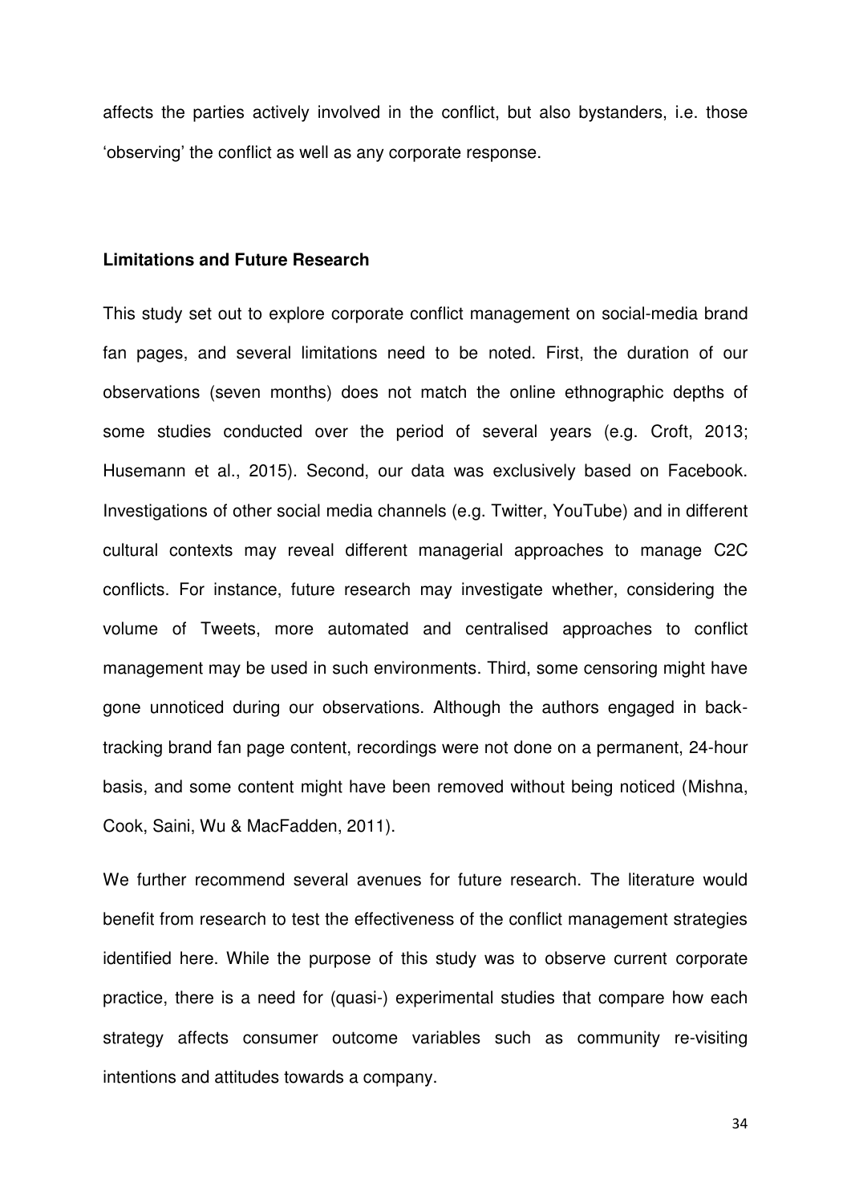affects the parties actively involved in the conflict, but also bystanders, i.e. those 'observing' the conflict as well as any corporate response.

## Limitations and Future Research

This study set out to explore corporate conflict management on social-media brand fan pages, and several limitations need to be noted. First, the duration of our observations (seven months) does not match the online ethnographic depths of some studies conducted over the period of several years (e.g. Croft, 2013; Husemann et al., 2015). Second, our data was exclusively based on Facebook. Investigations of other social media channels (e.g. Twitter, YouTube) and in different cultural contexts may reveal different managerial approaches to manage C2C conflicts. For instance, future research may investigate whether, considering the volume of Tweets, more automated and centralised approaches to conflict management may be used in such environments. Third, some censoring might have gone unnoticed during our observations. Although the authors engaged in back-tracking brand fan page content, recordings were not done on a permanent, 24-hour basis, and some content might have been removed without being noticed (Mishna, Cook, Saini, Wu & MacFadden, 2011).

We further recommend several avenues for future research. The literature would benefit from research to test the effectiveness of the conflict management strategies identified here. While the purpose of this study was to observe current corporate practice, there is a need for (quasi-) experimental studies that compare how each strategy affects consumer outcome variables such as community re-visiting intentions and attitudes towards a company.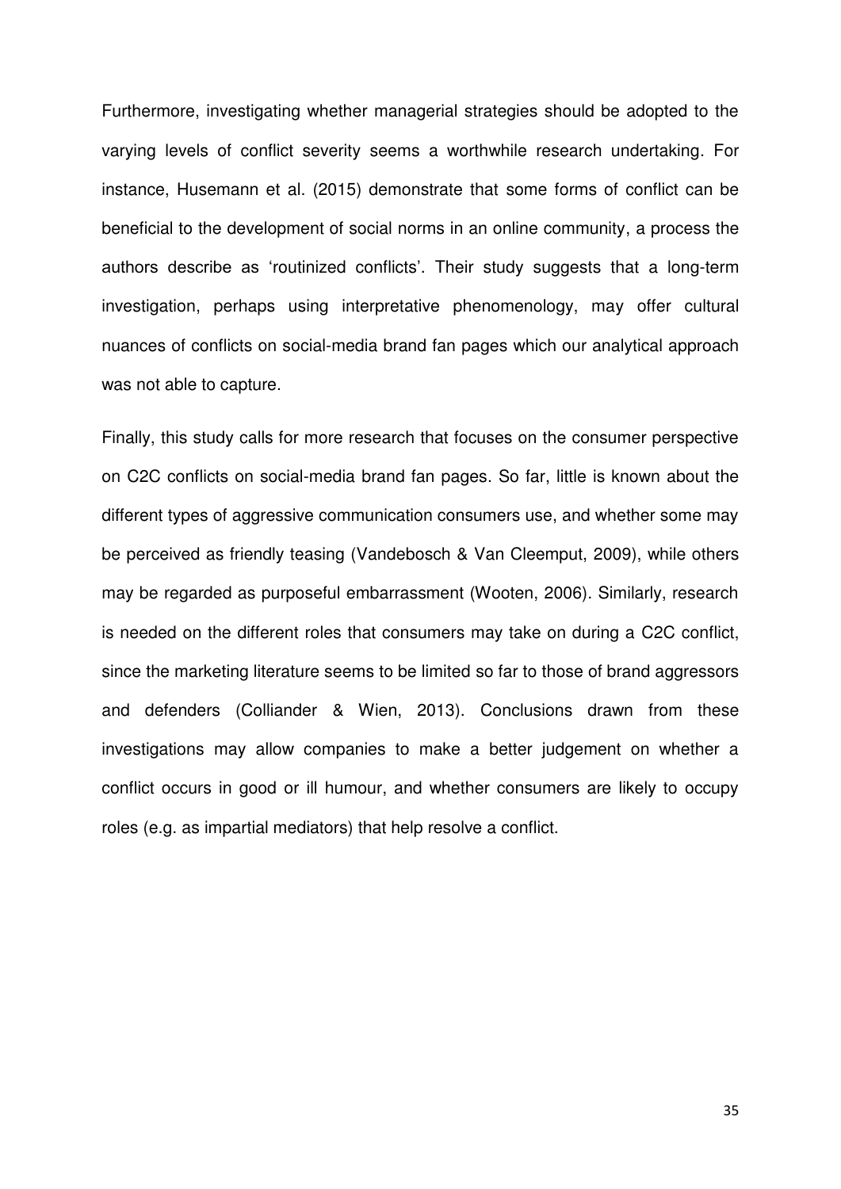Furthermore, investigating whether managerial strategies should be adopted to the varying levels of conflict severity seems a worthwhile research undertaking. For instance, Husemann et al. (2015) demonstrate that some forms of conflict can be beneficial to the development of social norms in an online community, a process the authors describe as 'routinized conflicts'. Their study suggests that a long-term investigation, perhaps using interpretative phenomenology, may offer cultural nuances of conflicts on social-media brand fan pages which our analytical approach was not able to capture.

Finally, this study calls for more research that focuses on the consumer perspective on C2C conflicts on social-media brand fan pages. So far, little is known about the different types of aggressive communication consumers use, and whether some may be perceived as friendly teasing (Vandebosch & Van Cleemput, 2009), while others may be regarded as purposeful embarrassment (Wooten, 2006). Similarly, research is needed on the different roles that consumers may take on during a C2C conflict, since the marketing literature seems to be limited so far to those of brand aggressors and defenders (Colliander & Wien, 2013). Conclusions drawn from these investigations may allow companies to make a better judgement on whether a conflict occurs in good or ill humour, and whether consumers are likely to occupy roles (e.g. as impartial mediators) that help resolve a conflict.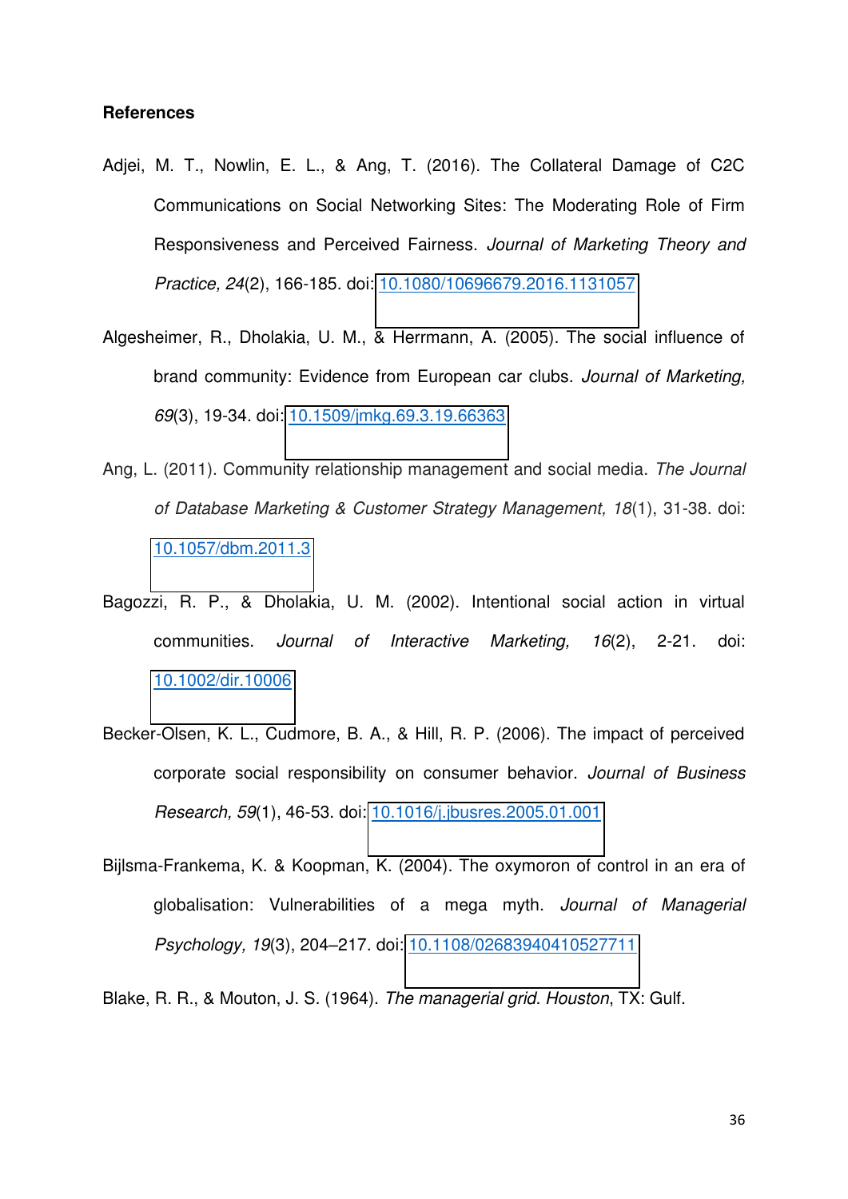**References**

Adjei, M. T., Nowlin, E. L., & Ang, T. (2016). The Collateral Damage of C2C Communications on Social Networking Sites: The Moderating Role of Firm Responsiveness and Perceived Fairness. *Journal of Marketing Theory and Practice, 24*(2), 166-185. doi: 10.1080/10696679.2016.1131057

Algesheimer, R., Dholakia, U. M., & Herrmann, A. (2005). The social influence of brand community: Evidence from European car clubs. *Journal of Marketing, 69*(3), 19-34. doi: 10.1509/jmkg.69.3.19.66363

Ang, L. (2011). Community relationship management and social media. *The Journal of Database Marketing & Customer Strategy Management, 18*(1), 31-38. doi: 10.1057/dbm.2011.3

Bagozzi, R. P., & Dholakia, U. M. (2002). Intentional social action in virtual communities. *Journal of Interactive Marketing, 16*(2), 2-21. doi: 10.1002/dir.10006

Becker-Olsen, K. L., Cudmore, B. A., & Hill, R. P. (2006). The impact of perceived corporate social responsibility on consumer behavior. *Journal of Business Research, 59*(1), 46-53. doi: 10.1016/j.jbusres.2005.01.001

Bijlsma-Frankema, K. & Koopman, K. (2004). The oxymoron of control in an era of globalisation: Vulnerabilities of a mega myth. *Journal of Managerial Psychology, 19*(3), 204–217. doi: 10.1108/02683940410527711

Blake, R. R., & Mouton, J. S. (1964). *The managerial grid. Houston*, TX: Gulf.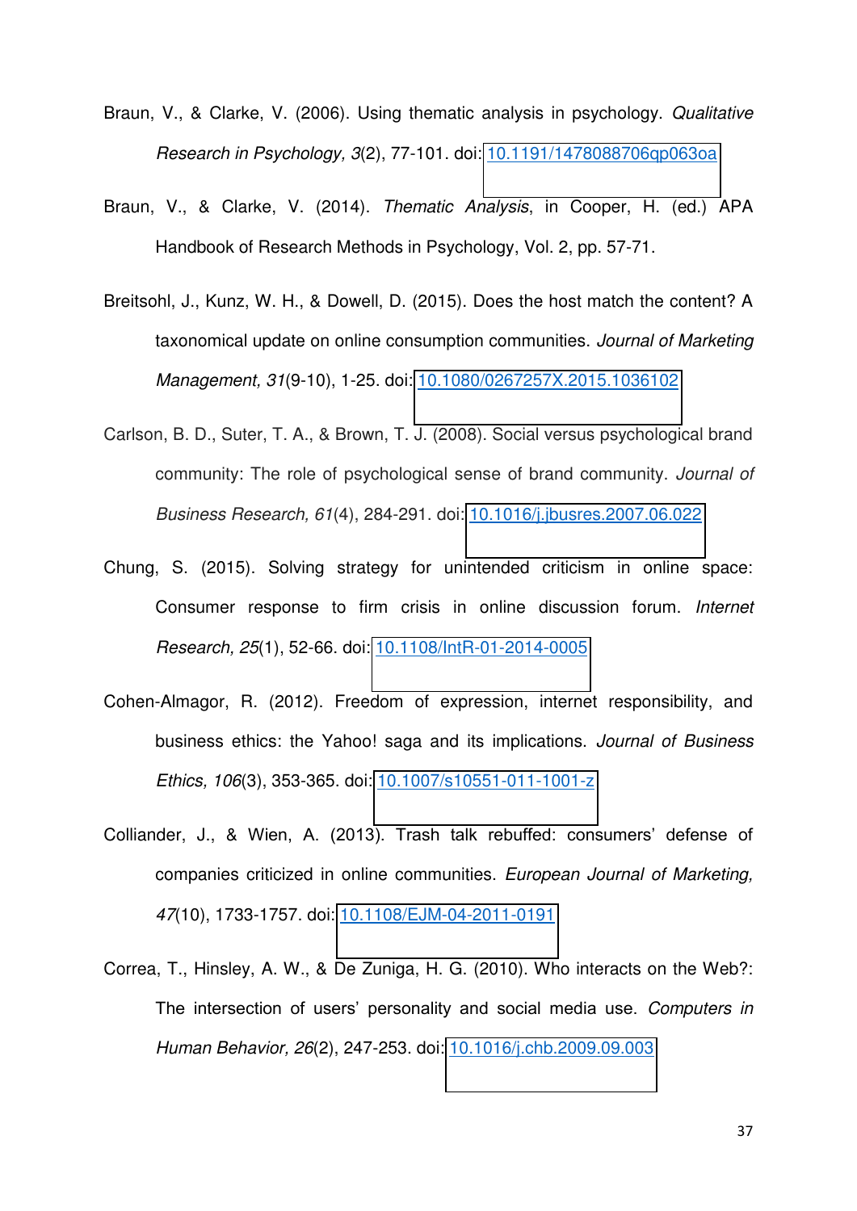Braun, V., & Clarke, V. (2006). Using thematic analysis in psychology. *Qualitative Research in Psychology, 3*(2), 77-101. doi: 10.1191/1478088706qp063oa

Braun, V., & Clarke, V. (2014). *Thematic Analysis*, in Cooper, H. (ed.) APA Handbook of Research Methods in Psychology, Vol. 2, pp. 57-71.

Breitsohl, J., Kunz, W. H., & Dowell, D. (2015). Does the host match the content? A taxonomical update on online consumption communities. *Journal of Marketing Management, 31*(9-10), 1-25. doi: 10.1080/0267257X.2015.1036102

Carlson, B. D., Suter, T. A., & Brown, T. J. (2008). Social versus psychological brand community: The role of psychological sense of brand community. *Journal of Business Research, 61*(4), 284-291. doi: 10.1016/j.jbusres.2007.06.022

Chung, S. (2015). Solving strategy for unintended criticism in online space: Consumer response to firm crisis in online discussion forum. *Internet Research, 25*(1), 52-66. doi: 10.1108/IntR-01-2014-0005

Cohen-Almagor, R. (2012). Freedom of expression, internet responsibility, and business ethics: the Yahoo! saga and its implications. *Journal of Business Ethics, 106*(3), 353-365. doi: 10.1007/s10551-011-1001-z

Colliander, J., & Wien, A. (2013). Trash talk rebuffed: consumers' defense of companies criticized in online communities. *European Journal of Marketing, 47*(10), 1733-1757. doi: 10.1108/EJM-04-2011-0191

Correa, T., Hinsley, A. W., & De Zuniga, H. G. (2010). Who interacts on the Web?: The intersection of users' personality and social media use. *Computers in Human Behavior, 26*(2), 247-253. doi: 10.1016/j.chb.2009.09.003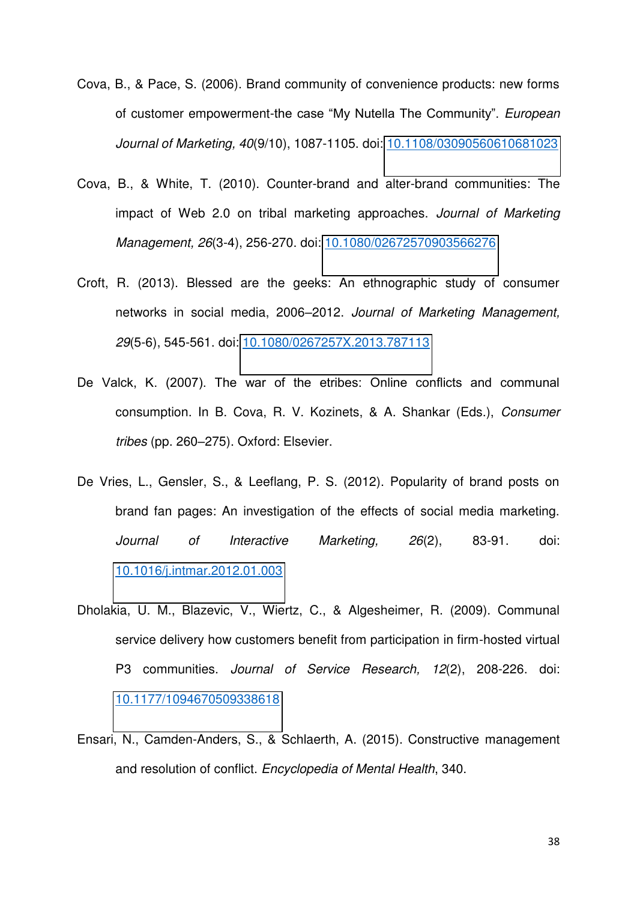Cova, B., & Pace, S. (2006). Brand community of convenience products: new forms of customer empowerment-the case "My Nutella The Community". *European Journal of Marketing, 40*(9/10), 1087-1105. doi: 10.1108/03090560610681023

Cova, B., & White, T. (2010). Counter-brand and alter-brand communities: The impact of Web 2.0 on tribal marketing approaches. *Journal of Marketing Management, 26*(3-4), 256-270. doi: 10.1080/02672570903566276

Croft, R. (2013). Blessed are the geeks: An ethnographic study of consumer networks in social media, 2006–2012. *Journal of Marketing Management, 29*(5-6), 545-561. doi: 10.1080/0267257X.2013.787113

De Valck, K. (2007). The war of the etribes: Online conflicts and communal consumption. In B. Cova, R. V. Kozinets, & A. Shankar (Eds.), *Consumer tribes* (pp. 260–275). Oxford: Elsevier.

De Vries, L., Gensler, S., & Leeflang, P. S. (2012). Popularity of brand posts on brand fan pages: An investigation of the effects of social media marketing. *Journal of Interactive Marketing, 26*(2), 83-91. doi: 10.1016/j.intmar.2012.01.003

Dholakia, U. M., Blazevic, V., Wiertz, C., & Algesheimer, R. (2009). Communal service delivery how customers benefit from participation in firm-hosted virtual P3 communities. *Journal of Service Research, 12*(2), 208-226. doi: 10.1177/1094670509338618

Ensari, N., Camden-Anders, S., & Schlaerth, A. (2015). Constructive management and resolution of conflict. *Encyclopedia of Mental Health*, 340.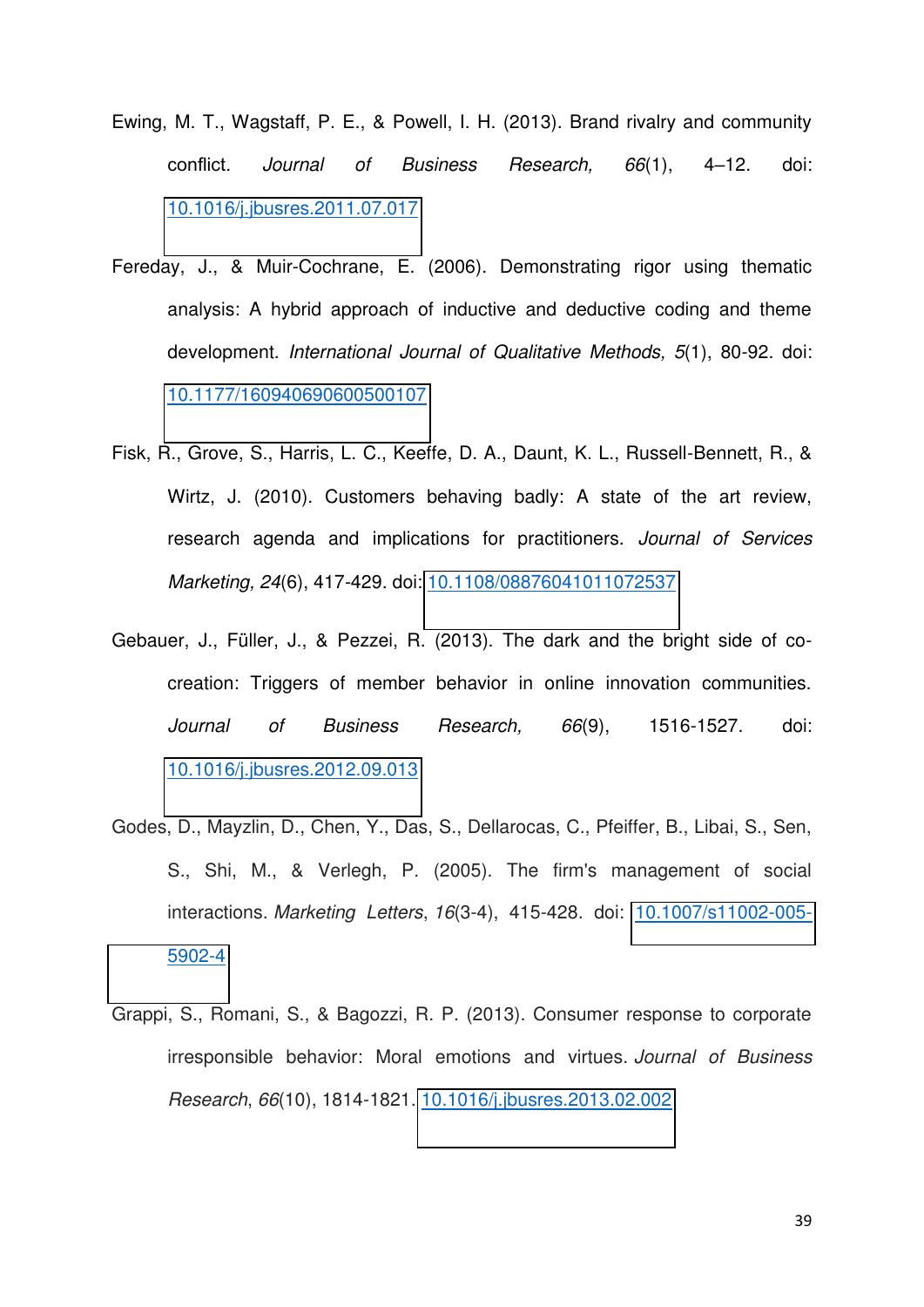Ewing, M. T., Wagstaff, P. E., & Powell, I. H. (2013). Brand rivalry and community conflict. *Journal of Business Research, 66*(1), 4–12. doi: 10.1016/j.jbusres.2011.07.017

Fereday, J., & Muir-Cochrane, E. (2006). Demonstrating rigor using thematic analysis: A hybrid approach of inductive and deductive coding and theme development. *International Journal of Qualitative Methods, 5*(1), 80-92. doi: 10.1177/160940690600500107

Fisk, R., Grove, S., Harris, L. C., Keeffe, D. A., Daunt, K. L., Russell-Bennett, R., & Wirtz, J. (2010). Customers behaving badly: A state of the art review, research agenda and implications for practitioners. *Journal of Services Marketing, 24*(6), 417-429. doi: 10.1108/08876041011072537

Gebauer, J., Füller, J., & Pezzei, R. (2013). The dark and the bright side of co-creation: Triggers of member behavior in online innovation communities. *Journal of Business Research, 66*(9), 1516-1527. doi: 10.1016/j.jbusres.2012.09.013

Godes, D., Mayzlin, D., Chen, Y., Das, S., Dellarocas, C., Pfeiffer, B., Libai, S., Sen, S., Shi, M., & Verlegh, P. (2005). The firm's management of social interactions. *Marketing Letters*, *16*(3-4), 415-428. doi: 10.1007/s11002-005-5902-4

Grappi, S., Romani, S., & Bagozzi, R. P. (2013). Consumer response to corporate irresponsible behavior: Moral emotions and virtues. *Journal of Business Research*, *66*(10), 1814-1821. 10.1016/j.jbusres.2013.02.002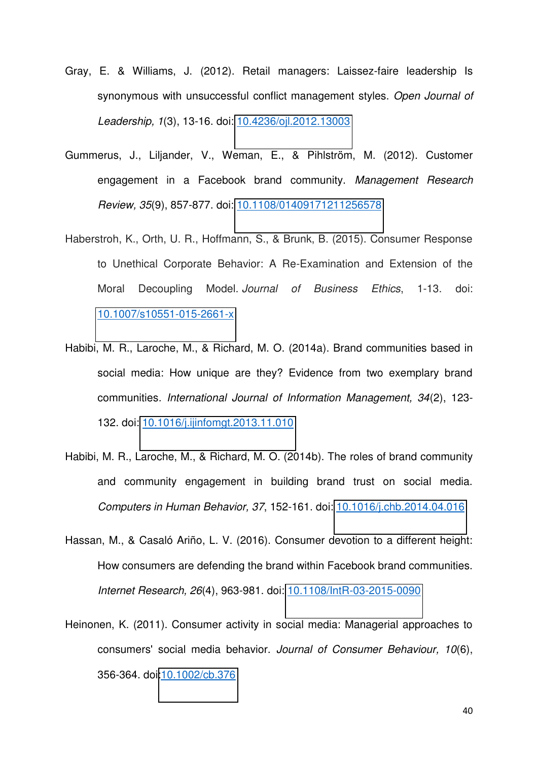Gray, E. & Williams, J. (2012). Retail managers: Laissez-faire leadership Is synonymous with unsuccessful conflict management styles. *Open Journal of Leadership, 1*(3), 13-16. doi: 10.4236/ojl.2012.13003

Gummerus, J., Liljander, V., Weman, E., & Pihlström, M. (2012). Customer engagement in a Facebook brand community. *Management Research Review, 35*(9), 857-877. doi: 10.1108/01409171211256578

Haberstroh, K., Orth, U. R., Hoffmann, S., & Brunk, B. (2015). Consumer Response to Unethical Corporate Behavior: A Re-Examination and Extension of the Moral Decoupling Model. *Journal of Business Ethics*, 1-13. doi: 10.1007/s10551-015-2661-x

Habibi, M. R., Laroche, M., & Richard, M. O. (2014a). Brand communities based in social media: How unique are they? Evidence from two exemplary brand communities. *International Journal of Information Management, 34*(2), 123-132. doi: 10.1016/j.ijinfomgt.2013.11.010

Habibi, M. R., Laroche, M., & Richard, M. O. (2014b). The roles of brand community and community engagement in building brand trust on social media. *Computers in Human Behavior, 37*, 152-161. doi: 10.1016/j.chb.2014.04.016

Hassan, M., & Casaló Ariño, L. V. (2016). Consumer devotion to a different height: How consumers are defending the brand within Facebook brand communities. *Internet Research, 26*(4), 963-981. doi: 10.1108/IntR-03-2015-0090

Heinonen, K. (2011). Consumer activity in social media: Managerial approaches to consumers' social media behavior. *Journal of Consumer Behaviour, 10*(6), 356-364. doi:10.1002/cb.376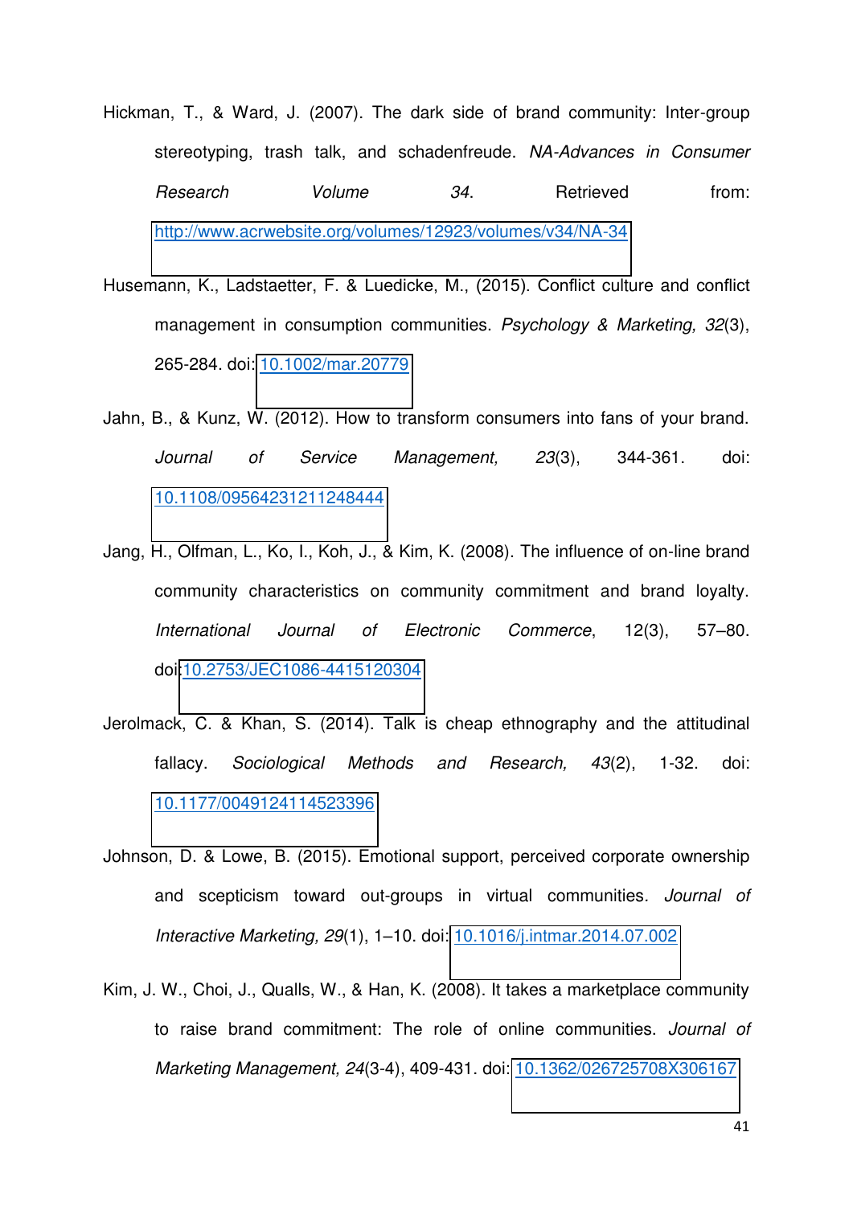Hickman, T., & Ward, J. (2007). The dark side of brand community: Inter-group stereotyping, trash talk, and schadenfreude. *NA-Advances in Consumer Research Volume 34*. Retrieved from: http://www.acrwebsite.org/volumes/12923/volumes/v34/NA-34

Husemann, K., Ladstaetter, F. & Luedicke, M., (2015). Conflict culture and conflict management in consumption communities. *Psychology & Marketing, 32*(3), 265-284. doi: 10.1002/mar.20779

Jahn, B., & Kunz, W. (2012). How to transform consumers into fans of your brand. *Journal of Service Management, 23*(3), 344-361. doi: 10.1108/09564231211248444

Jang, H., Olfman, L., Ko, I., Koh, J., & Kim, K. (2008). The influence of on-line brand community characteristics on community commitment and brand loyalty. *International Journal of Electronic Commerce*, 12(3), 57–80. doi:10.2753/JEC1086-4415120304

Jerolmack, C. & Khan, S. (2014). Talk is cheap ethnography and the attitudinal fallacy. *Sociological Methods and Research, 43*(2), 1-32. doi: 10.1177/0049124114523396

Johnson, D. & Lowe, B. (2015). Emotional support, perceived corporate ownership and scepticism toward out-groups in virtual communities. *Journal of Interactive Marketing, 29*(1), 1–10. doi: 10.1016/j.intmar.2014.07.002

Kim, J. W., Choi, J., Qualls, W., & Han, K. (2008). It takes a marketplace community to raise brand commitment: The role of online communities. *Journal of Marketing Management, 24*(3-4), 409-431. doi: 10.1362/026725708X306167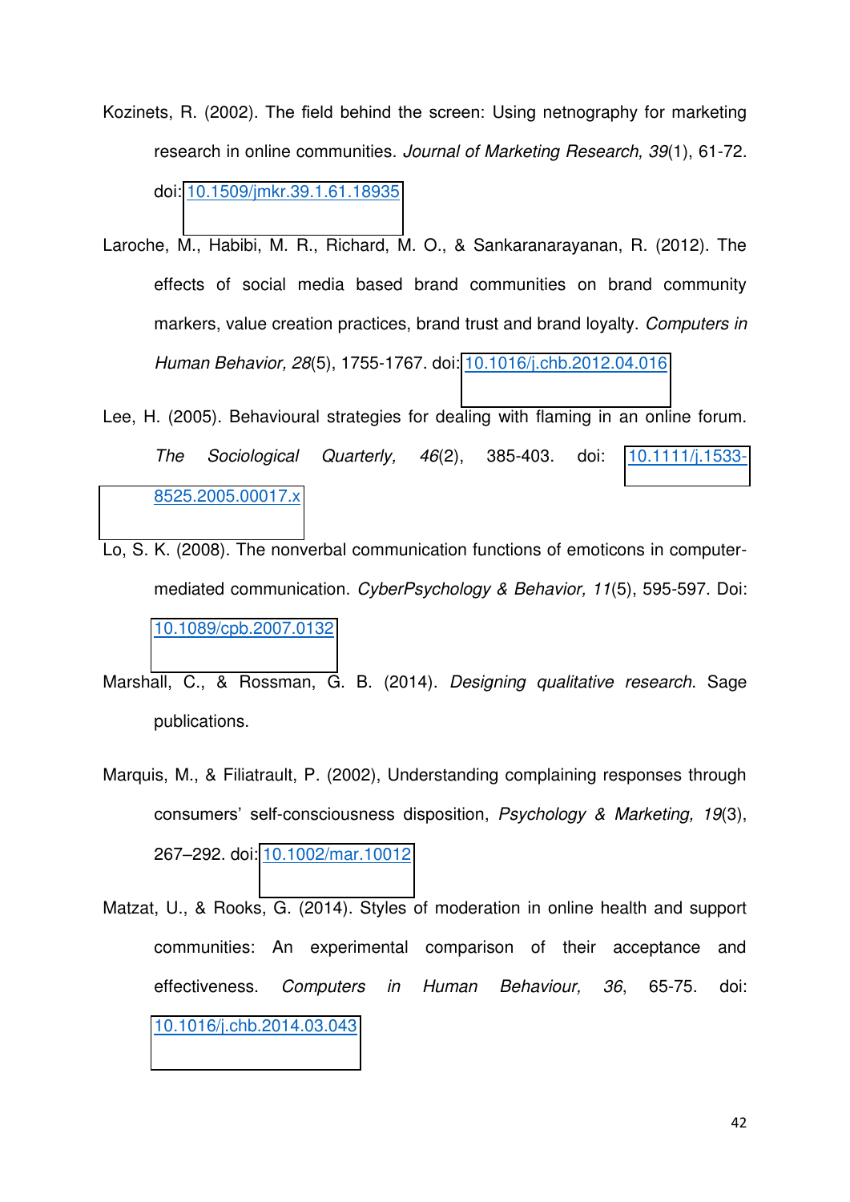Kozinets, R. (2002). The field behind the screen: Using netnography for marketing research in online communities. *Journal of Marketing Research, 39*(1), 61-72. doi: 10.1509/jmkr.39.1.61.18935

Laroche, M., Habibi, M. R., Richard, M. O., & Sankaranarayanan, R. (2012). The effects of social media based brand communities on brand community markers, value creation practices, brand trust and brand loyalty. *Computers in Human Behavior, 28*(5), 1755-1767. doi: 10.1016/j.chb.2012.04.016

Lee, H. (2005). Behavioural strategies for dealing with flaming in an online forum. *The Sociological Quarterly, 46*(2), 385-403. doi: 10.1111/j.1533-8525.2005.00017.x

Lo, S. K. (2008). The nonverbal communication functions of emoticons in computer-mediated communication. *CyberPsychology & Behavior, 11*(5), 595-597. Doi: 10.1089/cpb.2007.0132

Marshall, C., & Rossman, G. B. (2014). *Designing qualitative research*. Sage publications.

Marquis, M., & Filiatrault, P. (2002), Understanding complaining responses through consumers' self-consciousness disposition, *Psychology & Marketing, 19*(3), 267–292. doi: 10.1002/mar.10012

Matzat, U., & Rooks, G. (2014). Styles of moderation in online health and support communities: An experimental comparison of their acceptance and effectiveness. *Computers in Human Behaviour, 36*, 65-75. doi: 10.1016/j.chb.2014.03.043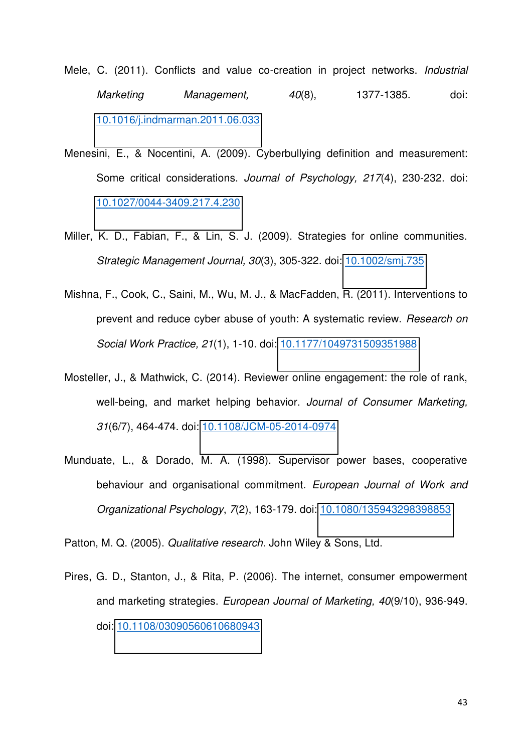Mele, C. (2011). Conflicts and value co-creation in project networks. *Industrial Marketing Management, 40*(8), 1377-1385. doi: 10.1016/j.indmarman.2011.06.033

Menesini, E., & Nocentini, A. (2009). Cyberbullying definition and measurement: Some critical considerations. *Journal of Psychology, 217*(4), 230-232. doi: 10.1027/0044-3409.217.4.230

Miller, K. D., Fabian, F., & Lin, S. J. (2009). Strategies for online communities. *Strategic Management Journal, 30*(3), 305-322. doi: 10.1002/smj.735

Mishna, F., Cook, C., Saini, M., Wu, M. J., & MacFadden, R. (2011). Interventions to prevent and reduce cyber abuse of youth: A systematic review. *Research on Social Work Practice, 21*(1), 1-10. doi: 10.1177/1049731509351988

Mosteller, J., & Mathwick, C. (2014). Reviewer online engagement: the role of rank, well-being, and market helping behavior. *Journal of Consumer Marketing, 31*(6/7), 464-474. doi: 10.1108/JCM-05-2014-0974

Munduate, L., & Dorado, M. A. (1998). Supervisor power bases, cooperative behaviour and organisational commitment. *European Journal of Work and Organizational Psychology*, *7*(2), 163-179. doi: 10.1080/135943298398853

Patton, M. Q. (2005). *Qualitative research*. John Wiley & Sons, Ltd.

Pires, G. D., Stanton, J., & Rita, P. (2006). The internet, consumer empowerment and marketing strategies. *European Journal of Marketing, 40*(9/10), 936-949. doi: 10.1108/03090560610680943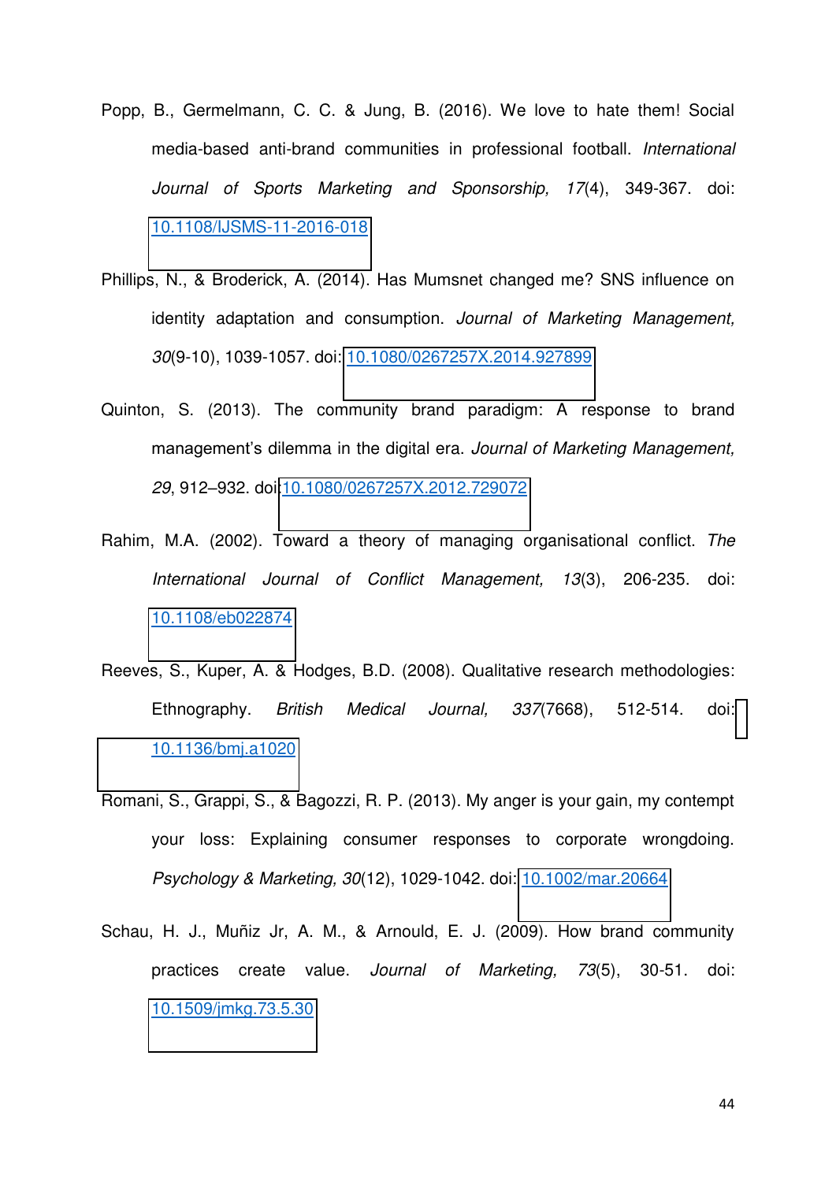Popp, B., Germelmann, C. C. & Jung, B. (2016). We love to hate them! Social media-based anti-brand communities in professional football. *International Journal of Sports Marketing and Sponsorship, 17*(4), 349-367. doi: 10.1108/IJSMS-11-2016-018

Phillips, N., & Broderick, A. (2014). Has Mumsnet changed me? SNS influence on identity adaptation and consumption. *Journal of Marketing Management, 30*(9-10), 1039-1057. doi: 10.1080/0267257X.2014.927899

Quinton, S. (2013). The community brand paradigm: A response to brand management's dilemma in the digital era. *Journal of Marketing Management, 29*, 912–932. doi:10.1080/0267257X.2012.729072

Rahim, M.A. (2002). Toward a theory of managing organisational conflict. *The International Journal of Conflict Management, 13*(3), 206-235. doi: 10.1108/eb022874

Reeves, S., Kuper, A. & Hodges, B.D. (2008). Qualitative research methodologies: Ethnography. *British Medical Journal, 337*(7668), 512-514. doi: 10.1136/bmj.a1020

Romani, S., Grappi, S., & Bagozzi, R. P. (2013). My anger is your gain, my contempt your loss: Explaining consumer responses to corporate wrongdoing. *Psychology & Marketing, 30*(12), 1029-1042. doi: 10.1002/mar.20664

Schau, H. J., Muñiz Jr, A. M., & Arnould, E. J. (2009). How brand community practices create value. *Journal of Marketing, 73*(5), 30-51. doi: 10.1509/jmkg.73.5.30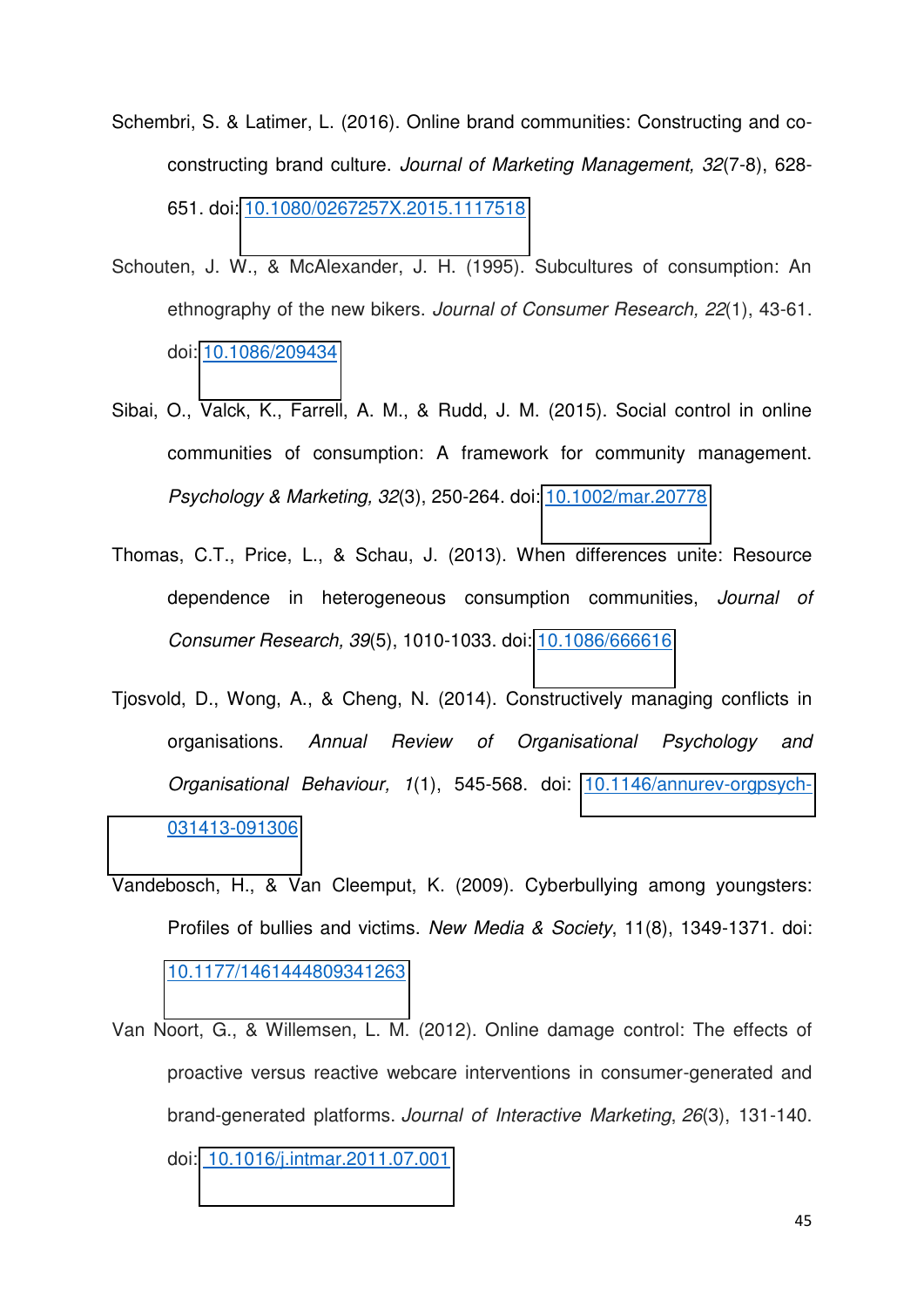Schembri, S. & Latimer, L. (2016). Online brand communities: Constructing and co-constructing brand culture. *Journal of Marketing Management, 32*(7-8), 628-651. doi: 10.1080/0267257X.2015.1117518

Schouten, J. W., & McAlexander, J. H. (1995). Subcultures of consumption: An ethnography of the new bikers. *Journal of Consumer Research, 22*(1), 43-61. doi: 10.1086/209434

Sibai, O., Valck, K., Farrell, A. M., & Rudd, J. M. (2015). Social control in online communities of consumption: A framework for community management. *Psychology & Marketing, 32*(3), 250-264. doi: 10.1002/mar.20778

Thomas, C.T., Price, L., & Schau, J. (2013). When differences unite: Resource dependence in heterogeneous consumption communities, *Journal of Consumer Research, 39*(5), 1010-1033. doi: 10.1086/666616

Tjosvold, D., Wong, A., & Cheng, N. (2014). Constructively managing conflicts in organisations. *Annual Review of Organisational Psychology and Organisational Behaviour, 1*(1), 545-568. doi: 10.1146/annurev-orgpsych-031413-091306

Vandebosch, H., & Van Cleemput, K. (2009). Cyberbullying among youngsters: Profiles of bullies and victims. *New Media & Society*, 11(8), 1349-1371. doi: 10.1177/1461444809341263

Van Noort, G., & Willemsen, L. M. (2012). Online damage control: The effects of proactive versus reactive webcare interventions in consumer-generated and brand-generated platforms. *Journal of Interactive Marketing*, *26*(3), 131-140. doi: 10.1016/j.intmar.2011.07.001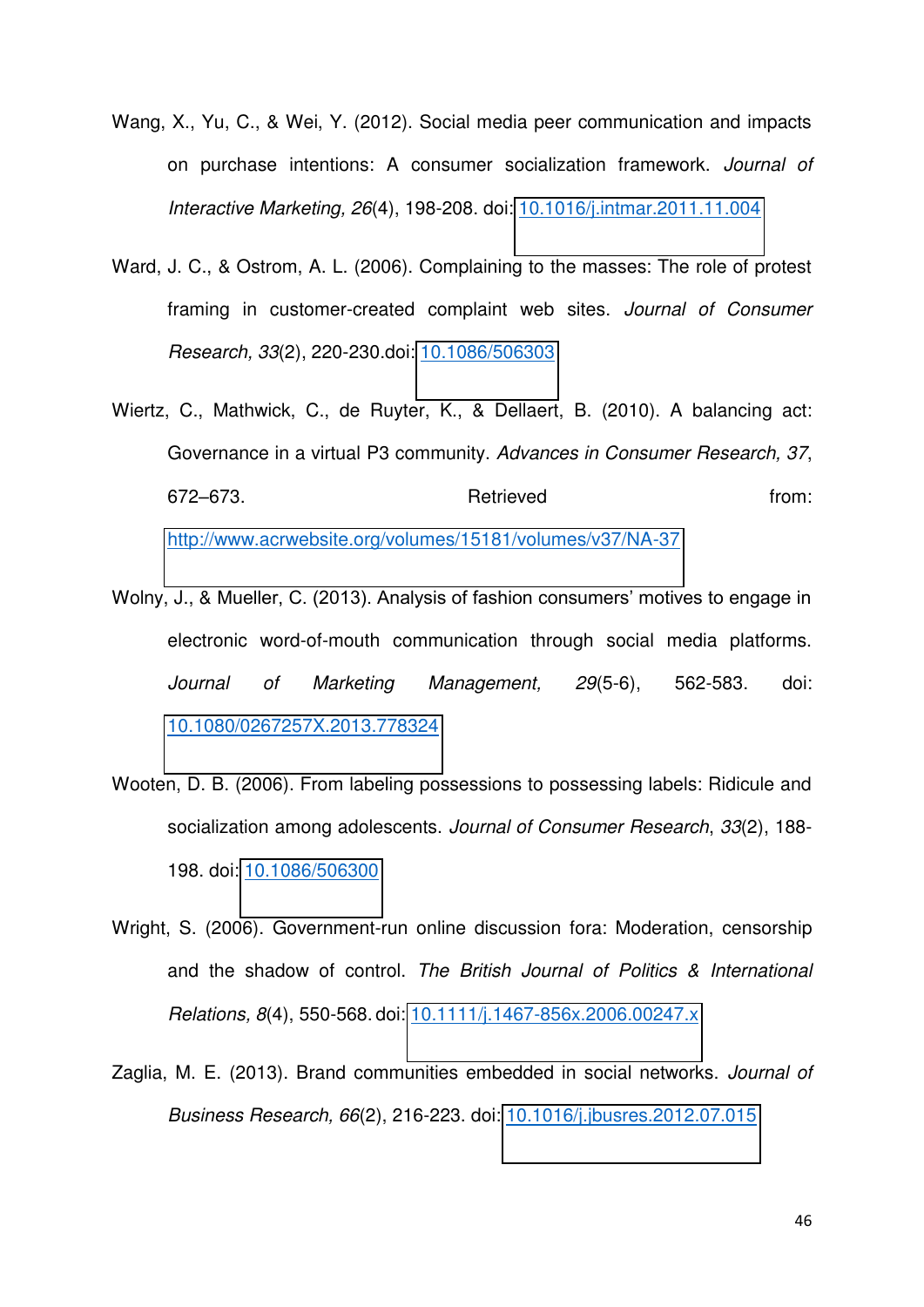Wang, X., Yu, C., & Wei, Y. (2012). Social media peer communication and impacts on purchase intentions: A consumer socialization framework. *Journal of Interactive Marketing, 26*(4), 198-208. doi: 10.1016/j.intmar.2011.11.004

Ward, J. C., & Ostrom, A. L. (2006). Complaining to the masses: The role of protest framing in customer-created complaint web sites. *Journal of Consumer Research, 33*(2), 220-230.doi: 10.1086/506303

Wiertz, C., Mathwick, C., de Ruyter, K., & Dellaert, B. (2010). A balancing act: Governance in a virtual P3 community. *Advances in Consumer Research, 37*, 672–673. Retrieved from: http://www.acrwebsite.org/volumes/15181/volumes/v37/NA-37

Wolny, J., & Mueller, C. (2013). Analysis of fashion consumers' motives to engage in electronic word-of-mouth communication through social media platforms. *Journal of Marketing Management, 29*(5-6), 562-583. doi: 10.1080/0267257X.2013.778324

Wooten, D. B. (2006). From labeling possessions to possessing labels: Ridicule and socialization among adolescents. *Journal of Consumer Research*, *33*(2), 188-198. doi: 10.1086/506300

Wright, S. (2006). Government-run online discussion fora: Moderation, censorship and the shadow of control. *The British Journal of Politics & International Relations, 8*(4), 550-568. doi: 10.1111/j.1467-856x.2006.00247.x

Zaglia, M. E. (2013). Brand communities embedded in social networks. *Journal of Business Research, 66*(2), 216-223. doi: 10.1016/j.jbusres.2012.07.015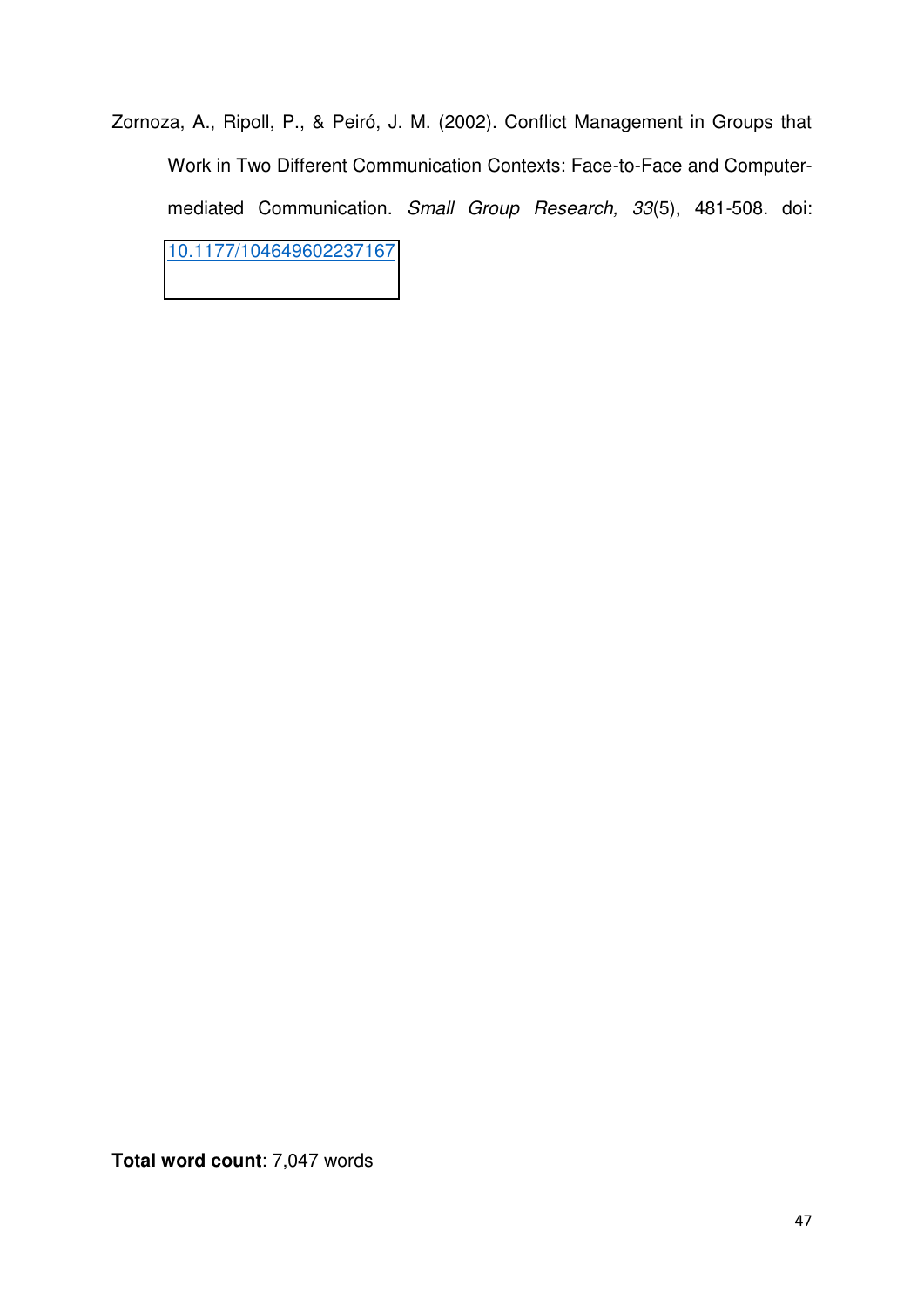Zornoza, A., Ripoll, P., & Peiró, J. M. (2002). Conflict Management in Groups that Work in Two Different Communication Contexts: Face-to-Face and Computer-mediated Communication. *Small Group Research, 33*(5), 481-508. doi: 10.1177/104649602237167

**Total word count**: 7,047 words